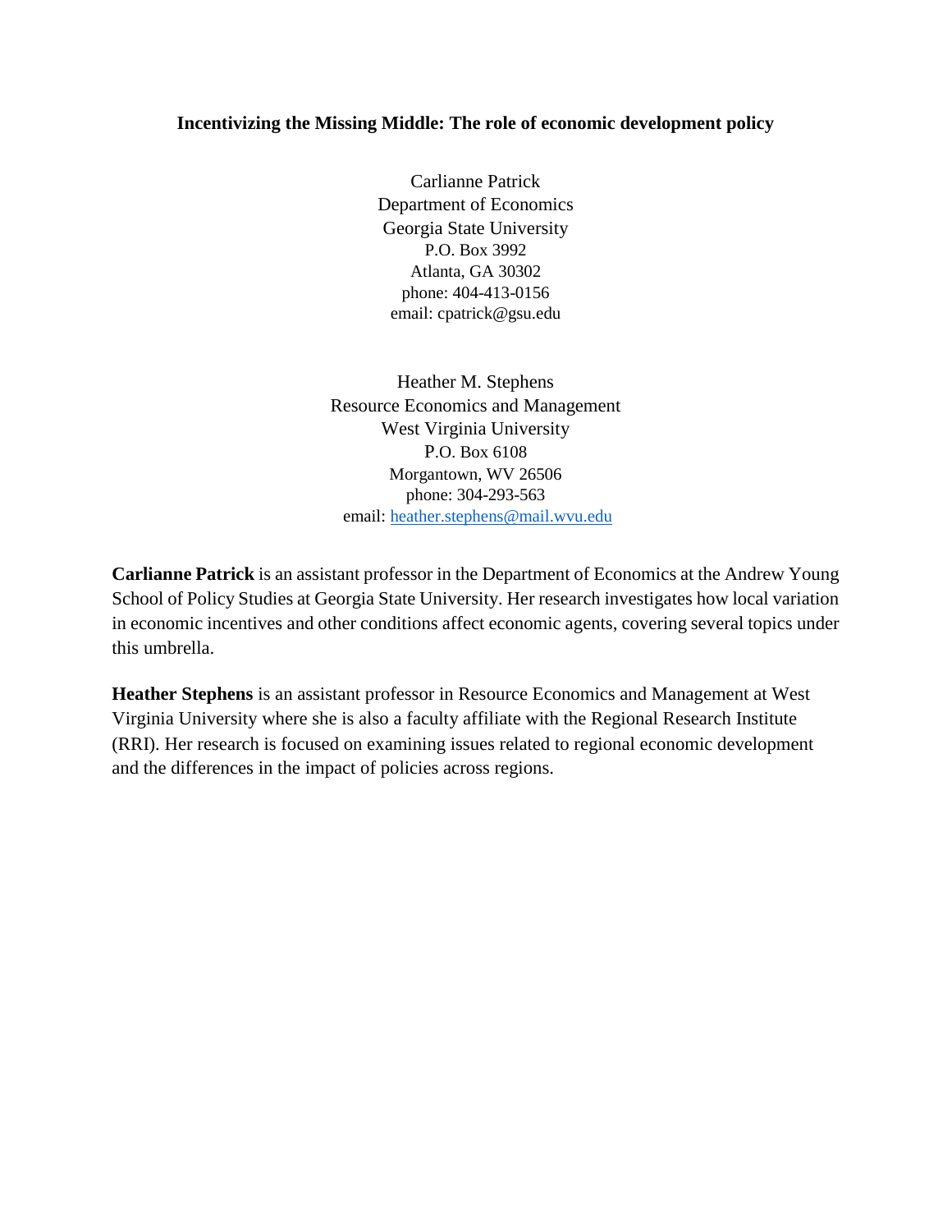**Incentivizing the Missing Middle: The role of economic development policy**

Carlianne Patrick  
Department of Economics  
Georgia State University  
P.O. Box 3992  
Atlanta, GA 30302  
phone: 404-413-0156  
email: cpatrick@gsu.edu

Heather M. Stephens  
Resource Economics and Management  
West Virginia University  
P.O. Box 6108  
Morgantown, WV 26506  
phone: 304-293-563  
email: heather.stephens@mail.wvu.edu

**Carlianne Patrick** is an assistant professor in the Department of Economics at the Andrew Young School of Policy Studies at Georgia State University. Her research investigates how local variation in economic incentives and other conditions affect economic agents, covering several topics under this umbrella.

**Heather Stephens** is an assistant professor in Resource Economics and Management at West Virginia University where she is also a faculty affiliate with the Regional Research Institute (RRI). Her research is focused on examining issues related to regional economic development and the differences in the impact of policies across regions.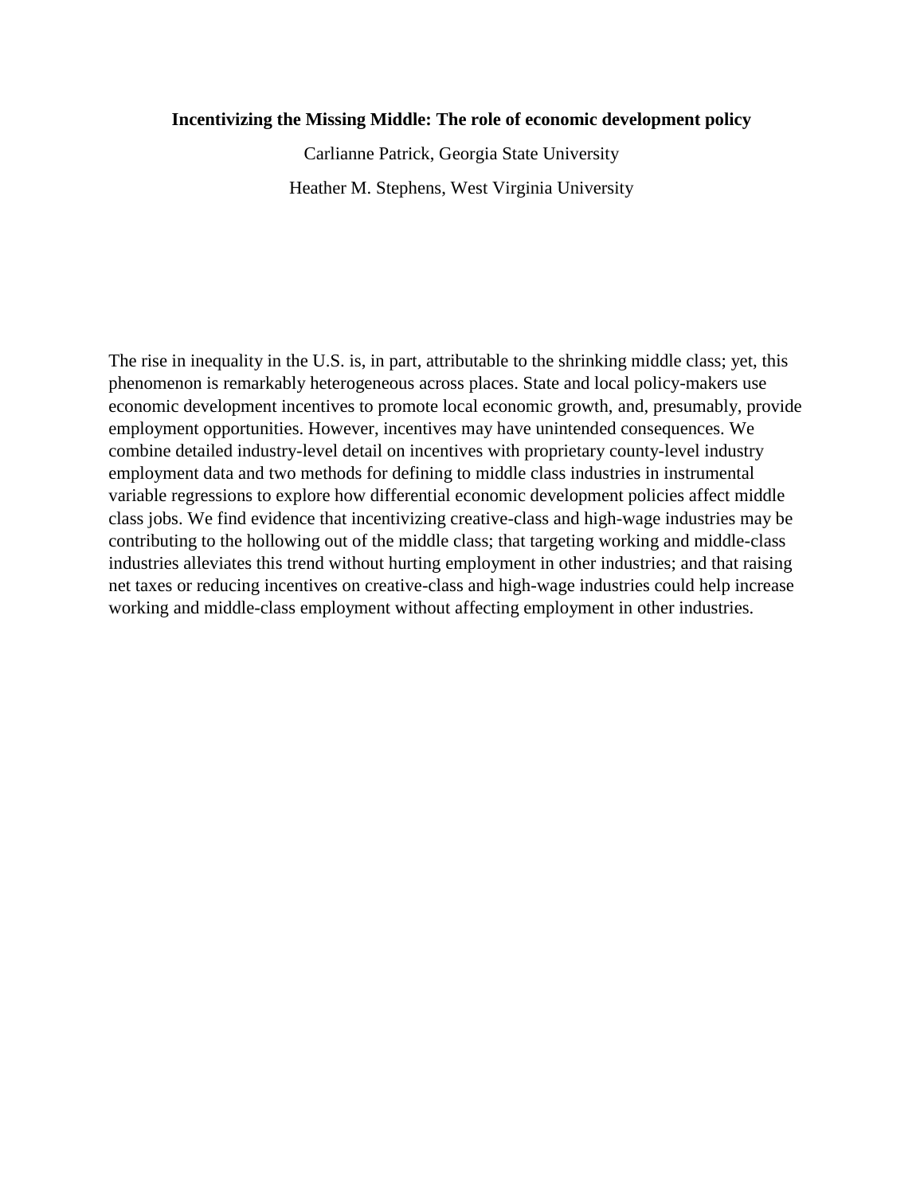**Incentivizing the Missing Middle: The role of economic development policy**

Carlianne Patrick, Georgia State University

Heather M. Stephens, West Virginia University

The rise in inequality in the U.S. is, in part, attributable to the shrinking middle class; yet, this phenomenon is remarkably heterogeneous across places. State and local policy-makers use economic development incentives to promote local economic growth, and, presumably, provide employment opportunities. However, incentives may have unintended consequences. We combine detailed industry-level detail on incentives with proprietary county-level industry employment data and two methods for defining to middle class industries in instrumental variable regressions to explore how differential economic development policies affect middle class jobs. We find evidence that incentivizing creative-class and high-wage industries may be contributing to the hollowing out of the middle class; that targeting working and middle-class industries alleviates this trend without hurting employment in other industries; and that raising net taxes or reducing incentives on creative-class and high-wage industries could help increase working and middle-class employment without affecting employment in other industries.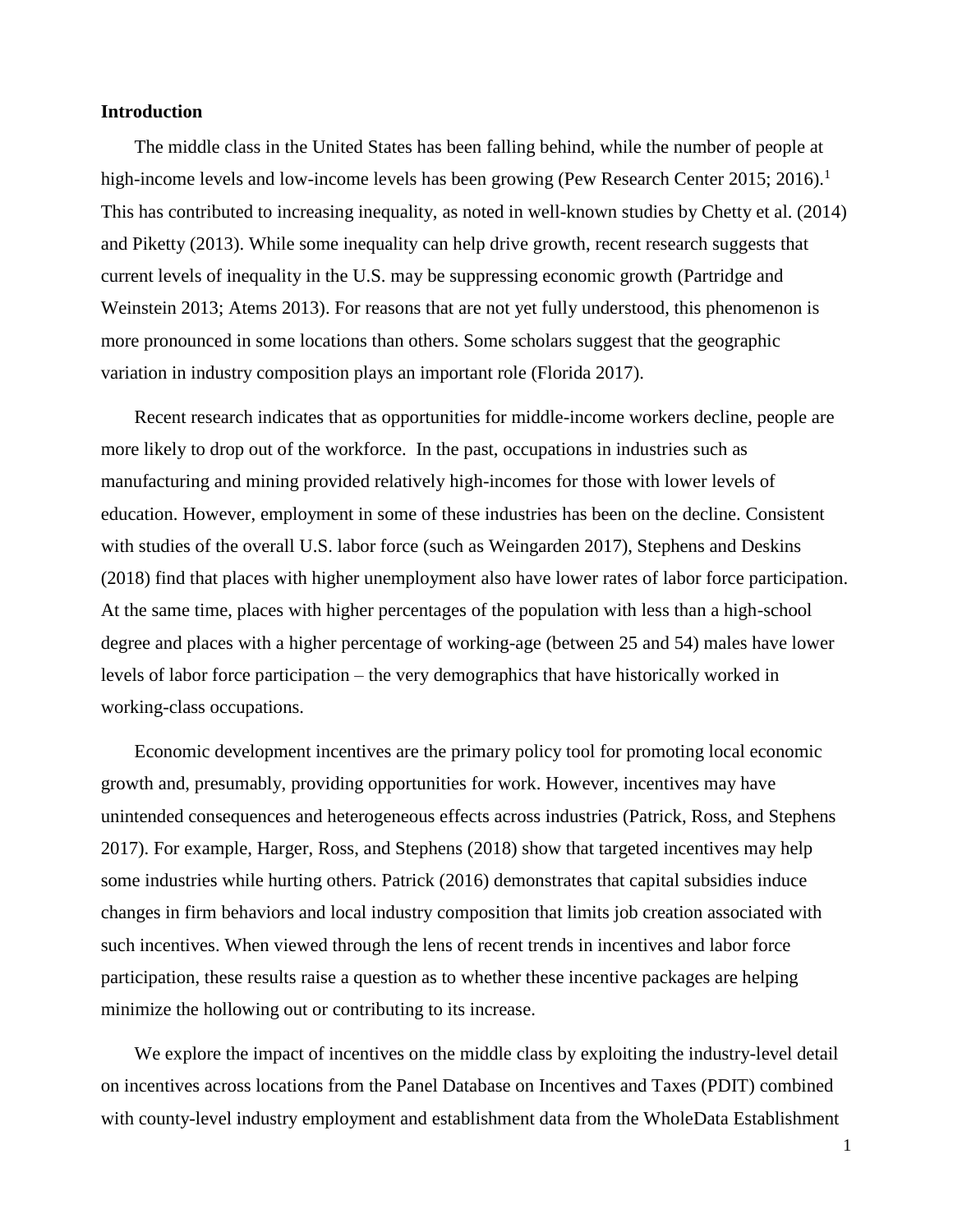**Introduction**

The middle class in the United States has been falling behind, while the number of people at high-income levels and low-income levels has been growing (Pew Research Center 2015; 2016).[1] This has contributed to increasing inequality, as noted in well-known studies by Chetty et al. (2014) and Piketty (2013). While some inequality can help drive growth, recent research suggests that current levels of inequality in the U.S. may be suppressing economic growth (Partridge and Weinstein 2013; Atems 2013). For reasons that are not yet fully understood, this phenomenon is more pronounced in some locations than others. Some scholars suggest that the geographic variation in industry composition plays an important role (Florida 2017).

Recent research indicates that as opportunities for middle-income workers decline, people are more likely to drop out of the workforce. In the past, occupations in industries such as manufacturing and mining provided relatively high-incomes for those with lower levels of education. However, employment in some of these industries has been on the decline. Consistent with studies of the overall U.S. labor force (such as Weingarden 2017), Stephens and Deskins (2018) find that places with higher unemployment also have lower rates of labor force participation. At the same time, places with higher percentages of the population with less than a high-school degree and places with a higher percentage of working-age (between 25 and 54) males have lower levels of labor force participation – the very demographics that have historically worked in working-class occupations.

Economic development incentives are the primary policy tool for promoting local economic growth and, presumably, providing opportunities for work. However, incentives may have unintended consequences and heterogeneous effects across industries (Patrick, Ross, and Stephens 2017). For example, Harger, Ross, and Stephens (2018) show that targeted incentives may help some industries while hurting others. Patrick (2016) demonstrates that capital subsidies induce changes in firm behaviors and local industry composition that limits job creation associated with such incentives. When viewed through the lens of recent trends in incentives and labor force participation, these results raise a question as to whether these incentive packages are helping minimize the hollowing out or contributing to its increase.

We explore the impact of incentives on the middle class by exploiting the industry-level detail on incentives across locations from the Panel Database on Incentives and Taxes (PDIT) combined with county-level industry employment and establishment data from the WholeData Establishment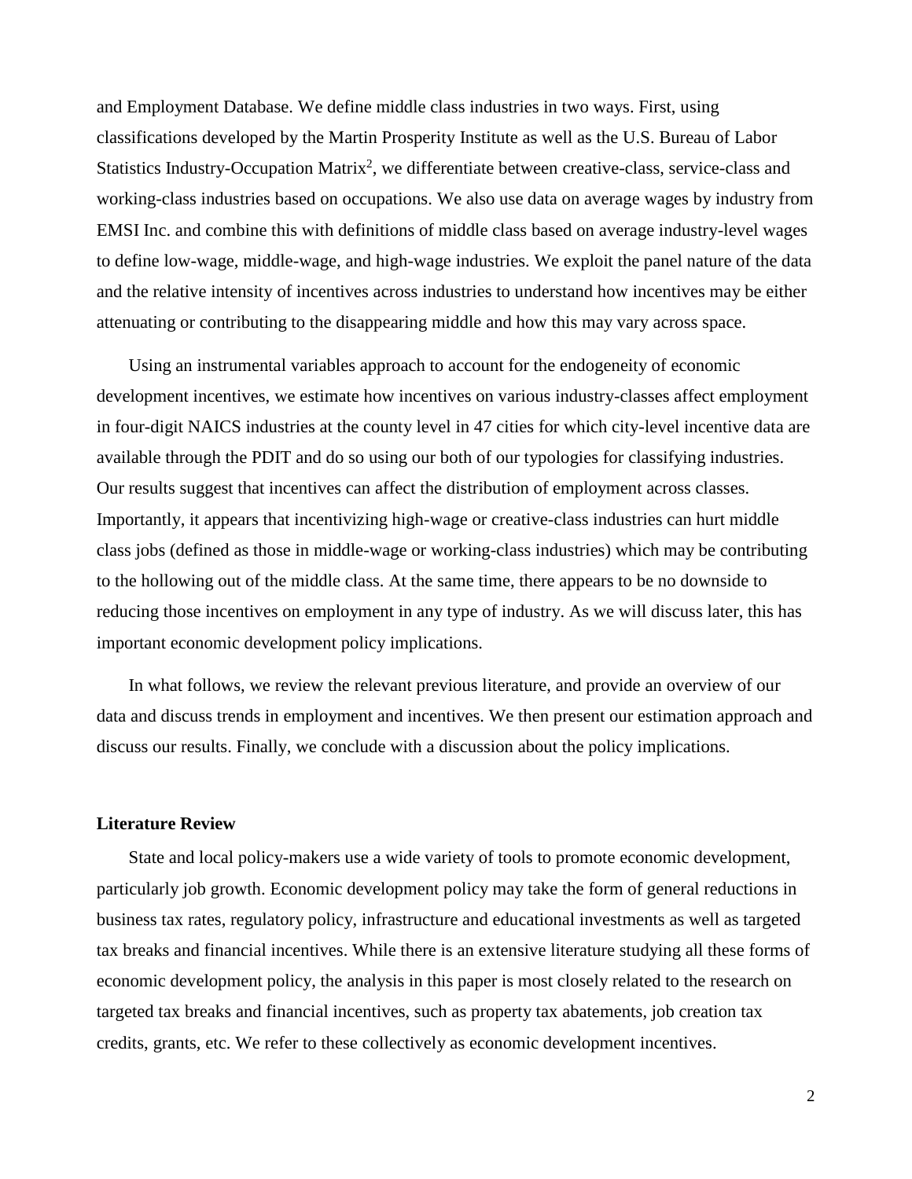and Employment Database. We define middle class industries in two ways. First, using classifications developed by the Martin Prosperity Institute as well as the U.S. Bureau of Labor Statistics Industry-Occupation Matrix[2], we differentiate between creative-class, service-class and working-class industries based on occupations. We also use data on average wages by industry from EMSI Inc. and combine this with definitions of middle class based on average industry-level wages to define low-wage, middle-wage, and high-wage industries. We exploit the panel nature of the data and the relative intensity of incentives across industries to understand how incentives may be either attenuating or contributing to the disappearing middle and how this may vary across space.

Using an instrumental variables approach to account for the endogeneity of economic development incentives, we estimate how incentives on various industry-classes affect employment in four-digit NAICS industries at the county level in 47 cities for which city-level incentive data are available through the PDIT and do so using our both of our typologies for classifying industries. Our results suggest that incentives can affect the distribution of employment across classes. Importantly, it appears that incentivizing high-wage or creative-class industries can hurt middle class jobs (defined as those in middle-wage or working-class industries) which may be contributing to the hollowing out of the middle class. At the same time, there appears to be no downside to reducing those incentives on employment in any type of industry. As we will discuss later, this has important economic development policy implications.

In what follows, we review the relevant previous literature, and provide an overview of our data and discuss trends in employment and incentives. We then present our estimation approach and discuss our results. Finally, we conclude with a discussion about the policy implications.

## Literature Review

State and local policy-makers use a wide variety of tools to promote economic development, particularly job growth. Economic development policy may take the form of general reductions in business tax rates, regulatory policy, infrastructure and educational investments as well as targeted tax breaks and financial incentives. While there is an extensive literature studying all these forms of economic development policy, the analysis in this paper is most closely related to the research on targeted tax breaks and financial incentives, such as property tax abatements, job creation tax credits, grants, etc. We refer to these collectively as economic development incentives.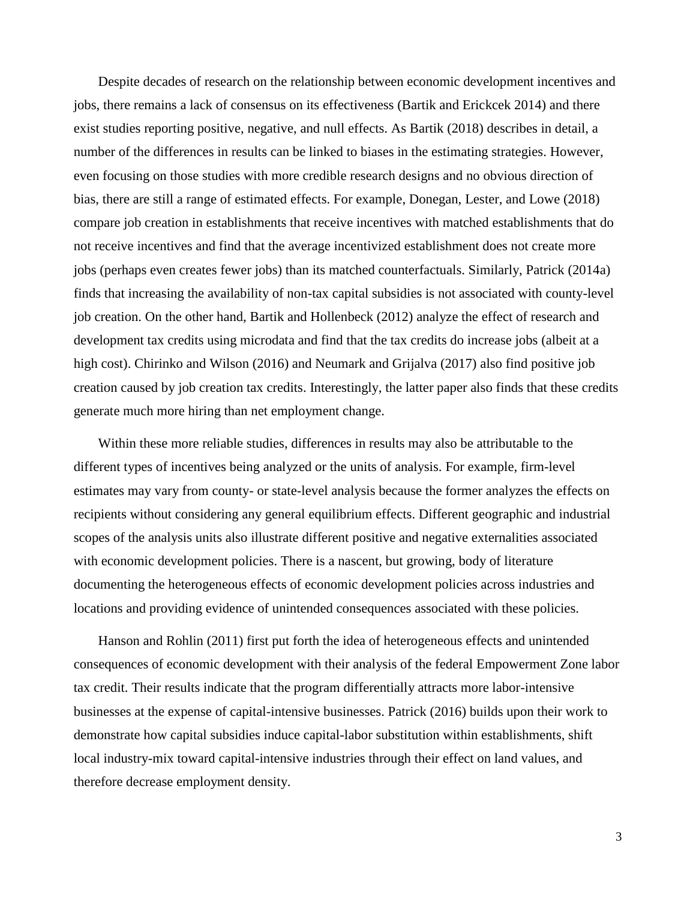Despite decades of research on the relationship between economic development incentives and jobs, there remains a lack of consensus on its effectiveness (Bartik and Erickcek 2014) and there exist studies reporting positive, negative, and null effects. As Bartik (2018) describes in detail, a number of the differences in results can be linked to biases in the estimating strategies. However, even focusing on those studies with more credible research designs and no obvious direction of bias, there are still a range of estimated effects. For example, Donegan, Lester, and Lowe (2018) compare job creation in establishments that receive incentives with matched establishments that do not receive incentives and find that the average incentivized establishment does not create more jobs (perhaps even creates fewer jobs) than its matched counterfactuals. Similarly, Patrick (2014a) finds that increasing the availability of non-tax capital subsidies is not associated with county-level job creation. On the other hand, Bartik and Hollenbeck (2012) analyze the effect of research and development tax credits using microdata and find that the tax credits do increase jobs (albeit at a high cost). Chirinko and Wilson (2016) and Neumark and Grijalva (2017) also find positive job creation caused by job creation tax credits. Interestingly, the latter paper also finds that these credits generate much more hiring than net employment change.

Within these more reliable studies, differences in results may also be attributable to the different types of incentives being analyzed or the units of analysis. For example, firm-level estimates may vary from county- or state-level analysis because the former analyzes the effects on recipients without considering any general equilibrium effects. Different geographic and industrial scopes of the analysis units also illustrate different positive and negative externalities associated with economic development policies. There is a nascent, but growing, body of literature documenting the heterogeneous effects of economic development policies across industries and locations and providing evidence of unintended consequences associated with these policies.

Hanson and Rohlin (2011) first put forth the idea of heterogeneous effects and unintended consequences of economic development with their analysis of the federal Empowerment Zone labor tax credit. Their results indicate that the program differentially attracts more labor-intensive businesses at the expense of capital-intensive businesses. Patrick (2016) builds upon their work to demonstrate how capital subsidies induce capital-labor substitution within establishments, shift local industry-mix toward capital-intensive industries through their effect on land values, and therefore decrease employment density.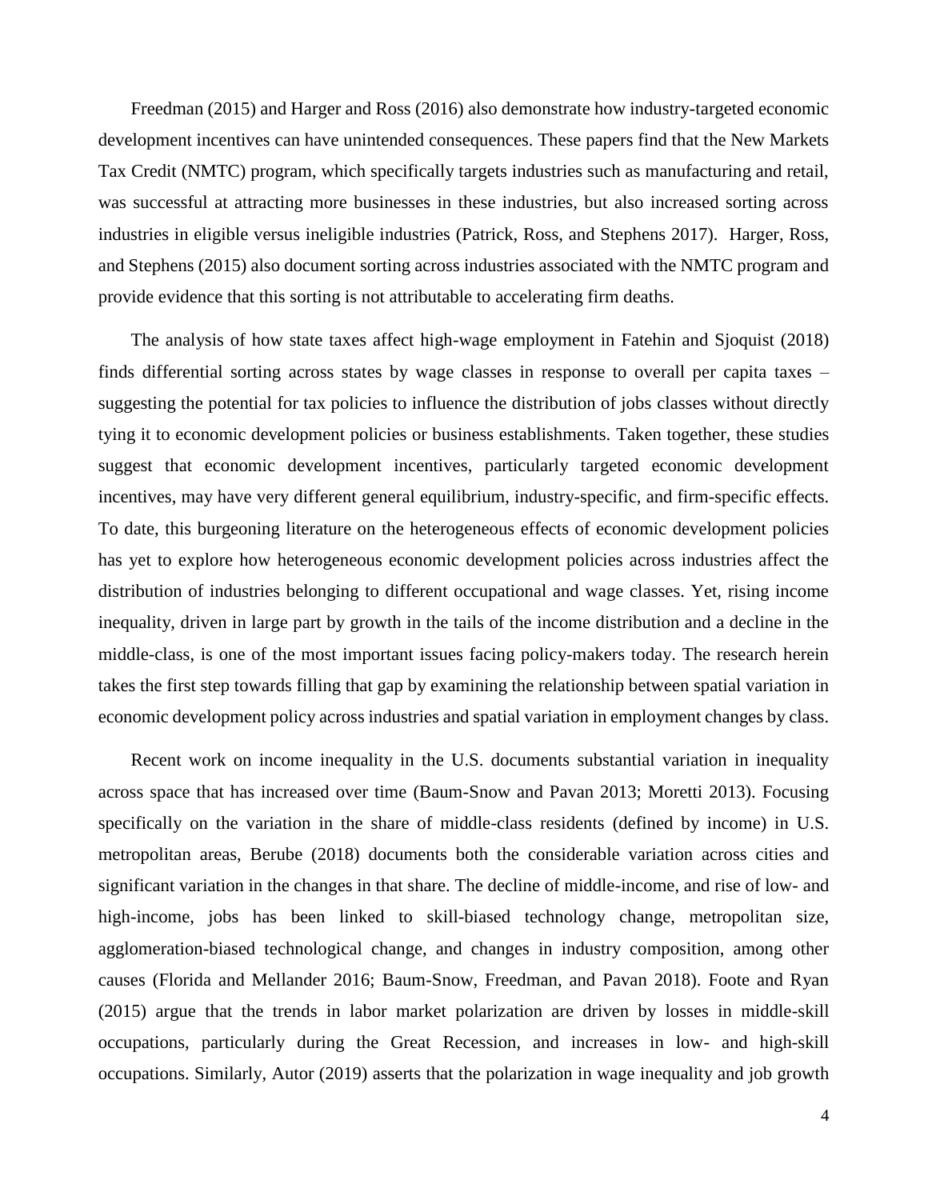Freedman (2015) and Harger and Ross (2016) also demonstrate how industry-targeted economic development incentives can have unintended consequences. These papers find that the New Markets Tax Credit (NMTC) program, which specifically targets industries such as manufacturing and retail, was successful at attracting more businesses in these industries, but also increased sorting across industries in eligible versus ineligible industries (Patrick, Ross, and Stephens 2017). Harger, Ross, and Stephens (2015) also document sorting across industries associated with the NMTC program and provide evidence that this sorting is not attributable to accelerating firm deaths.

The analysis of how state taxes affect high-wage employment in Fatehin and Sjoquist (2018) finds differential sorting across states by wage classes in response to overall per capita taxes – suggesting the potential for tax policies to influence the distribution of jobs classes without directly tying it to economic development policies or business establishments. Taken together, these studies suggest that economic development incentives, particularly targeted economic development incentives, may have very different general equilibrium, industry-specific, and firm-specific effects. To date, this burgeoning literature on the heterogeneous effects of economic development policies has yet to explore how heterogeneous economic development policies across industries affect the distribution of industries belonging to different occupational and wage classes. Yet, rising income inequality, driven in large part by growth in the tails of the income distribution and a decline in the middle-class, is one of the most important issues facing policy-makers today. The research herein takes the first step towards filling that gap by examining the relationship between spatial variation in economic development policy across industries and spatial variation in employment changes by class.

Recent work on income inequality in the U.S. documents substantial variation in inequality across space that has increased over time (Baum-Snow and Pavan 2013; Moretti 2013). Focusing specifically on the variation in the share of middle-class residents (defined by income) in U.S. metropolitan areas, Berube (2018) documents both the considerable variation across cities and significant variation in the changes in that share. The decline of middle-income, and rise of low- and high-income, jobs has been linked to skill-biased technology change, metropolitan size, agglomeration-biased technological change, and changes in industry composition, among other causes (Florida and Mellander 2016; Baum-Snow, Freedman, and Pavan 2018). Foote and Ryan (2015) argue that the trends in labor market polarization are driven by losses in middle-skill occupations, particularly during the Great Recession, and increases in low- and high-skill occupations. Similarly, Autor (2019) asserts that the polarization in wage inequality and job growth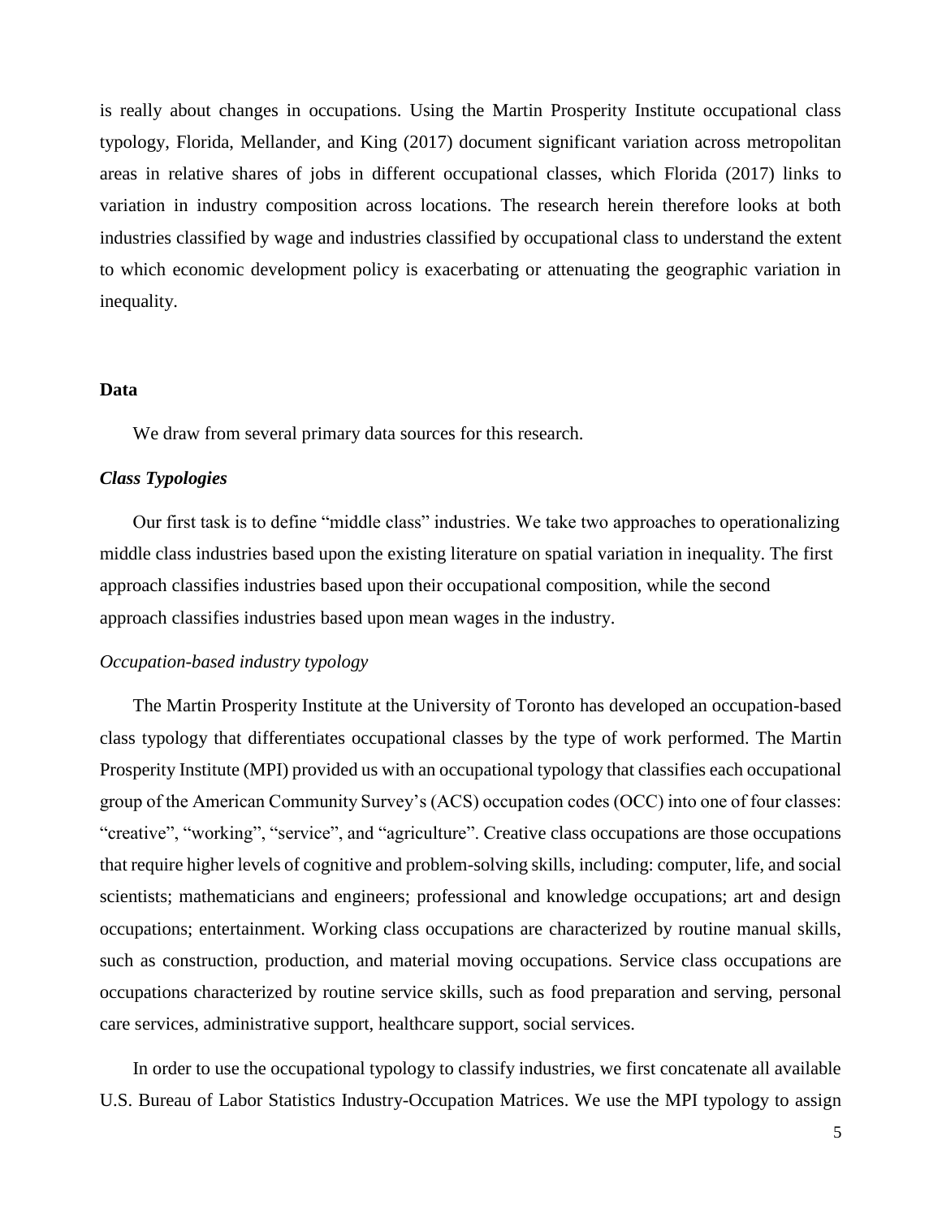is really about changes in occupations. Using the Martin Prosperity Institute occupational class typology, Florida, Mellander, and King (2017) document significant variation across metropolitan areas in relative shares of jobs in different occupational classes, which Florida (2017) links to variation in industry composition across locations. The research herein therefore looks at both industries classified by wage and industries classified by occupational class to understand the extent to which economic development policy is exacerbating or attenuating the geographic variation in inequality.

## Data

We draw from several primary data sources for this research.

### *Class Typologies*

Our first task is to define "middle class" industries. We take two approaches to operationalizing middle class industries based upon the existing literature on spatial variation in inequality. The first approach classifies industries based upon their occupational composition, while the second approach classifies industries based upon mean wages in the industry.

#### *Occupation-based industry typology*

The Martin Prosperity Institute at the University of Toronto has developed an occupation-based class typology that differentiates occupational classes by the type of work performed. The Martin Prosperity Institute (MPI) provided us with an occupational typology that classifies each occupational group of the American Community Survey's (ACS) occupation codes (OCC) into one of four classes: "creative", "working", "service", and "agriculture". Creative class occupations are those occupations that require higher levels of cognitive and problem-solving skills, including: computer, life, and social scientists; mathematicians and engineers; professional and knowledge occupations; art and design occupations; entertainment. Working class occupations are characterized by routine manual skills, such as construction, production, and material moving occupations. Service class occupations are occupations characterized by routine service skills, such as food preparation and serving, personal care services, administrative support, healthcare support, social services.

In order to use the occupational typology to classify industries, we first concatenate all available U.S. Bureau of Labor Statistics Industry-Occupation Matrices. We use the MPI typology to assign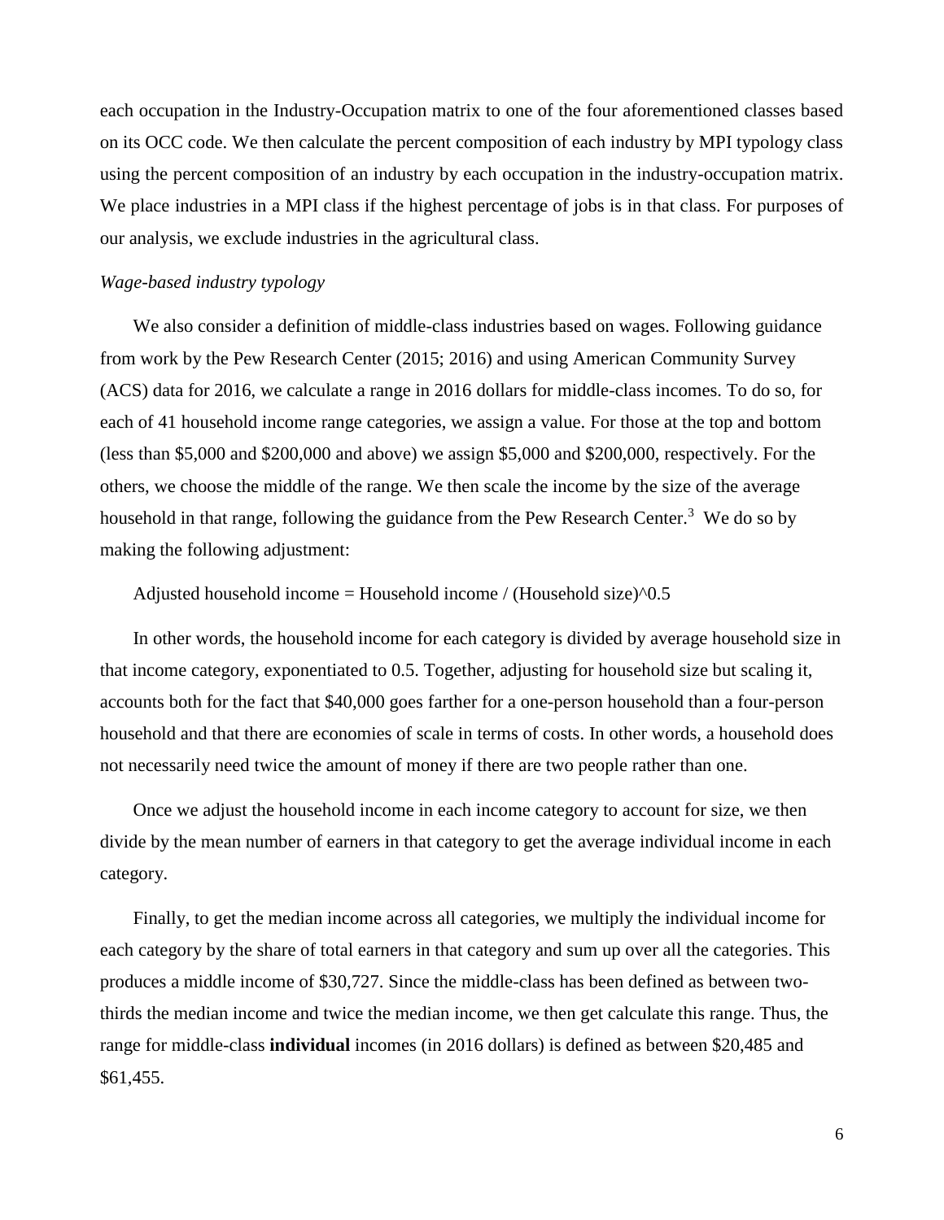each occupation in the Industry-Occupation matrix to one of the four aforementioned classes based on its OCC code. We then calculate the percent composition of each industry by MPI typology class using the percent composition of an industry by each occupation in the industry-occupation matrix. We place industries in a MPI class if the highest percentage of jobs is in that class. For purposes of our analysis, we exclude industries in the agricultural class.

*Wage-based industry typology*

We also consider a definition of middle-class industries based on wages. Following guidance from work by the Pew Research Center (2015; 2016) and using American Community Survey (ACS) data for 2016, we calculate a range in 2016 dollars for middle-class incomes. To do so, for each of 41 household income range categories, we assign a value. For those at the top and bottom (less than $5,000 and $200,000 and above) we assign $5,000 and $200,000, respectively. For the others, we choose the middle of the range. We then scale the income by the size of the average household in that range, following the guidance from the Pew Research Center.[3] We do so by making the following adjustment:

Adjusted household income = Household income / (Household size)^0.5

In other words, the household income for each category is divided by average household size in that income category, exponentiated to 0.5. Together, adjusting for household size but scaling it, accounts both for the fact that $40,000 goes farther for a one-person household than a four-person household and that there are economies of scale in terms of costs. In other words, a household does not necessarily need twice the amount of money if there are two people rather than one.

Once we adjust the household income in each income category to account for size, we then divide by the mean number of earners in that category to get the average individual income in each category.

Finally, to get the median income across all categories, we multiply the individual income for each category by the share of total earners in that category and sum up over all the categories. This produces a middle income of $30,727. Since the middle-class has been defined as between two-thirds the median income and twice the median income, we then get calculate this range. Thus, the range for middle-class **individual** incomes (in 2016 dollars) is defined as between $20,485 and $61,455.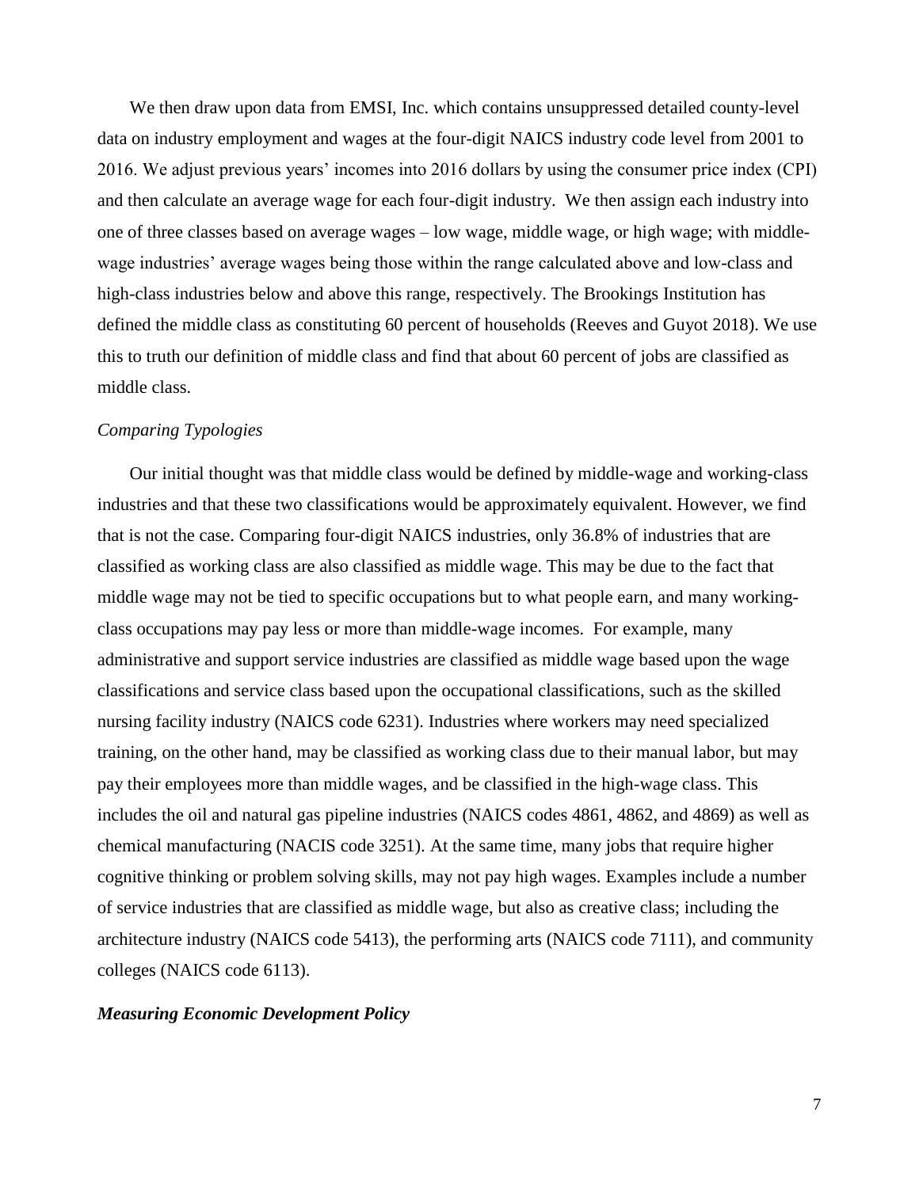We then draw upon data from EMSI, Inc. which contains unsuppressed detailed county-level data on industry employment and wages at the four-digit NAICS industry code level from 2001 to 2016. We adjust previous years' incomes into 2016 dollars by using the consumer price index (CPI) and then calculate an average wage for each four-digit industry. We then assign each industry into one of three classes based on average wages – low wage, middle wage, or high wage; with middle-wage industries' average wages being those within the range calculated above and low-class and high-class industries below and above this range, respectively. The Brookings Institution has defined the middle class as constituting 60 percent of households (Reeves and Guyot 2018). We use this to truth our definition of middle class and find that about 60 percent of jobs are classified as middle class.

### *Comparing Typologies*

Our initial thought was that middle class would be defined by middle-wage and working-class industries and that these two classifications would be approximately equivalent. However, we find that is not the case. Comparing four-digit NAICS industries, only 36.8% of industries that are classified as working class are also classified as middle wage. This may be due to the fact that middle wage may not be tied to specific occupations but to what people earn, and many working-class occupations may pay less or more than middle-wage incomes. For example, many administrative and support service industries are classified as middle wage based upon the wage classifications and service class based upon the occupational classifications, such as the skilled nursing facility industry (NAICS code 6231). Industries where workers may need specialized training, on the other hand, may be classified as working class due to their manual labor, but may pay their employees more than middle wages, and be classified in the high-wage class. This includes the oil and natural gas pipeline industries (NAICS codes 4861, 4862, and 4869) as well as chemical manufacturing (NACIS code 3251). At the same time, many jobs that require higher cognitive thinking or problem solving skills, may not pay high wages. Examples include a number of service industries that are classified as middle wage, but also as creative class; including the architecture industry (NAICS code 5413), the performing arts (NAICS code 7111), and community colleges (NAICS code 6113).

### ***Measuring Economic Development Policy***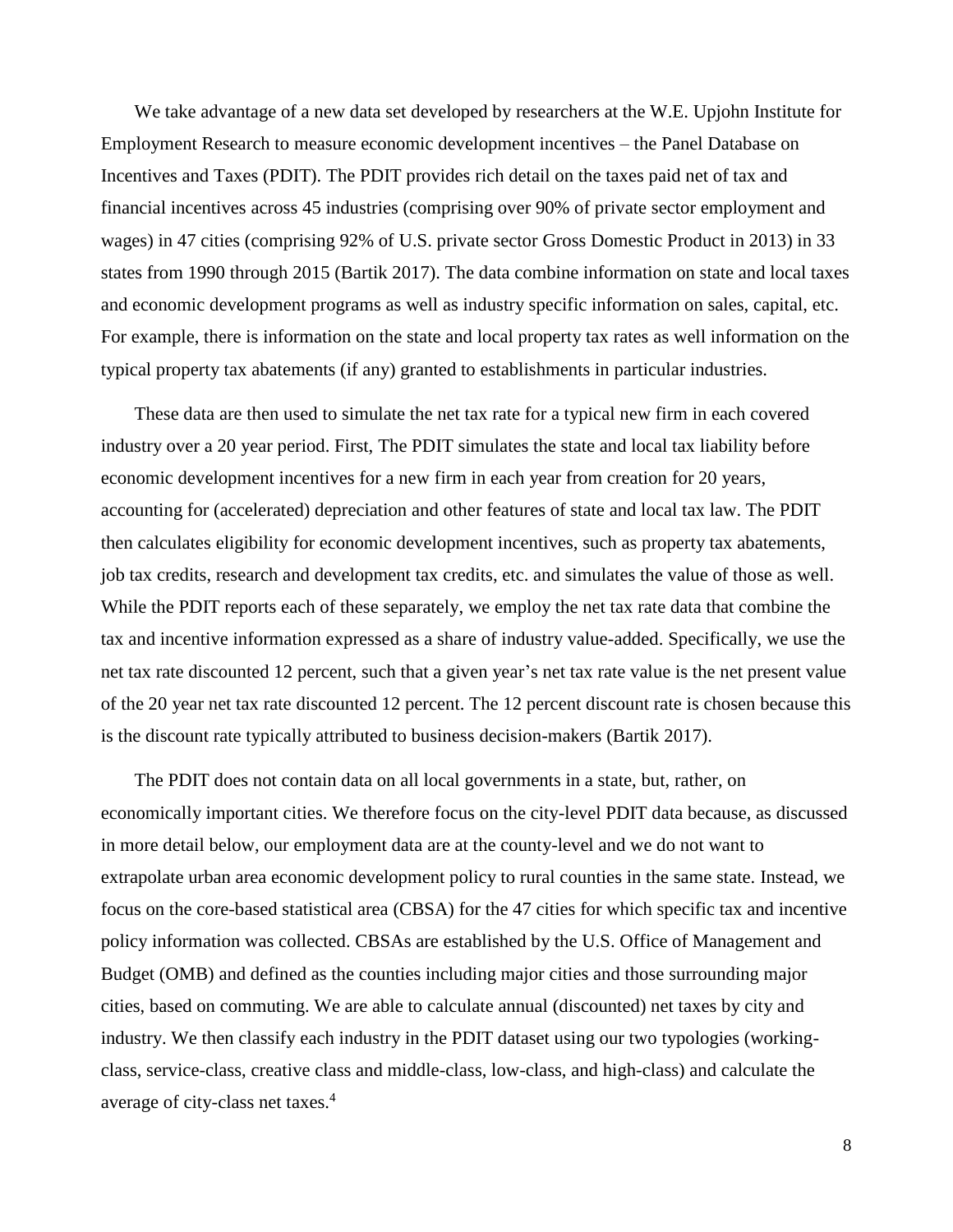We take advantage of a new data set developed by researchers at the W.E. Upjohn Institute for Employment Research to measure economic development incentives – the Panel Database on Incentives and Taxes (PDIT). The PDIT provides rich detail on the taxes paid net of tax and financial incentives across 45 industries (comprising over 90% of private sector employment and wages) in 47 cities (comprising 92% of U.S. private sector Gross Domestic Product in 2013) in 33 states from 1990 through 2015 (Bartik 2017). The data combine information on state and local taxes and economic development programs as well as industry specific information on sales, capital, etc. For example, there is information on the state and local property tax rates as well information on the typical property tax abatements (if any) granted to establishments in particular industries.

These data are then used to simulate the net tax rate for a typical new firm in each covered industry over a 20 year period. First, The PDIT simulates the state and local tax liability before economic development incentives for a new firm in each year from creation for 20 years, accounting for (accelerated) depreciation and other features of state and local tax law. The PDIT then calculates eligibility for economic development incentives, such as property tax abatements, job tax credits, research and development tax credits, etc. and simulates the value of those as well. While the PDIT reports each of these separately, we employ the net tax rate data that combine the tax and incentive information expressed as a share of industry value-added. Specifically, we use the net tax rate discounted 12 percent, such that a given year's net tax rate value is the net present value of the 20 year net tax rate discounted 12 percent. The 12 percent discount rate is chosen because this is the discount rate typically attributed to business decision-makers (Bartik 2017).

The PDIT does not contain data on all local governments in a state, but, rather, on economically important cities. We therefore focus on the city-level PDIT data because, as discussed in more detail below, our employment data are at the county-level and we do not want to extrapolate urban area economic development policy to rural counties in the same state. Instead, we focus on the core-based statistical area (CBSA) for the 47 cities for which specific tax and incentive policy information was collected. CBSAs are established by the U.S. Office of Management and Budget (OMB) and defined as the counties including major cities and those surrounding major cities, based on commuting. We are able to calculate annual (discounted) net taxes by city and industry. We then classify each industry in the PDIT dataset using our two typologies (working-class, service-class, creative class and middle-class, low-class, and high-class) and calculate the average of city-class net taxes.[4]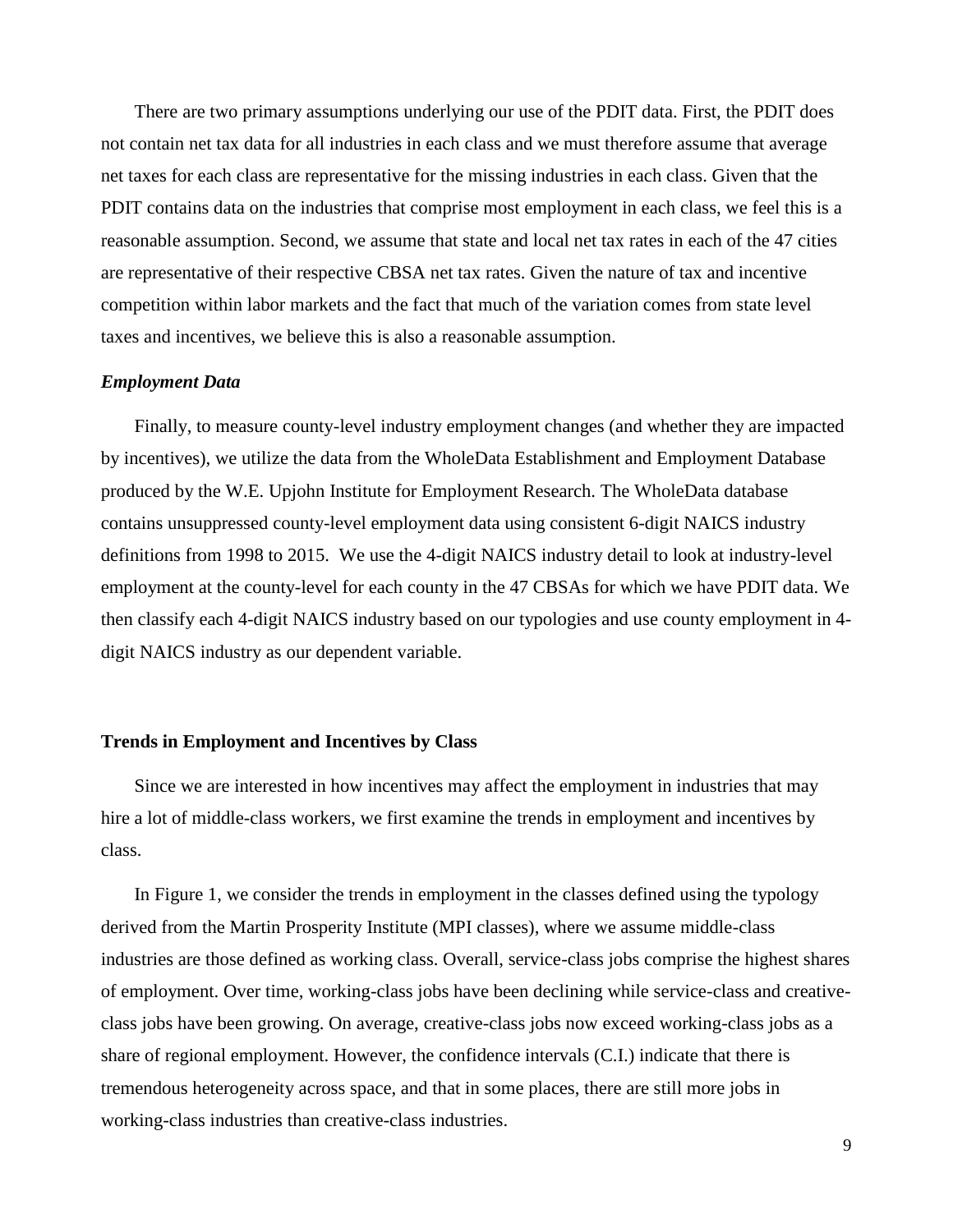There are two primary assumptions underlying our use of the PDIT data. First, the PDIT does not contain net tax data for all industries in each class and we must therefore assume that average net taxes for each class are representative for the missing industries in each class. Given that the PDIT contains data on the industries that comprise most employment in each class, we feel this is a reasonable assumption. Second, we assume that state and local net tax rates in each of the 47 cities are representative of their respective CBSA net tax rates. Given the nature of tax and incentive competition within labor markets and the fact that much of the variation comes from state level taxes and incentives, we believe this is also a reasonable assumption.

### *Employment Data*

Finally, to measure county-level industry employment changes (and whether they are impacted by incentives), we utilize the data from the WholeData Establishment and Employment Database produced by the W.E. Upjohn Institute for Employment Research. The WholeData database contains unsuppressed county-level employment data using consistent 6-digit NAICS industry definitions from 1998 to 2015. We use the 4-digit NAICS industry detail to look at industry-level employment at the county-level for each county in the 47 CBSAs for which we have PDIT data. We then classify each 4-digit NAICS industry based on our typologies and use county employment in 4-digit NAICS industry as our dependent variable.

## Trends in Employment and Incentives by Class

Since we are interested in how incentives may affect the employment in industries that may hire a lot of middle-class workers, we first examine the trends in employment and incentives by class.

In Figure 1, we consider the trends in employment in the classes defined using the typology derived from the Martin Prosperity Institute (MPI classes), where we assume middle-class industries are those defined as working class. Overall, service-class jobs comprise the highest shares of employment. Over time, working-class jobs have been declining while service-class and creative-class jobs have been growing. On average, creative-class jobs now exceed working-class jobs as a share of regional employment. However, the confidence intervals (C.I.) indicate that there is tremendous heterogeneity across space, and that in some places, there are still more jobs in working-class industries than creative-class industries.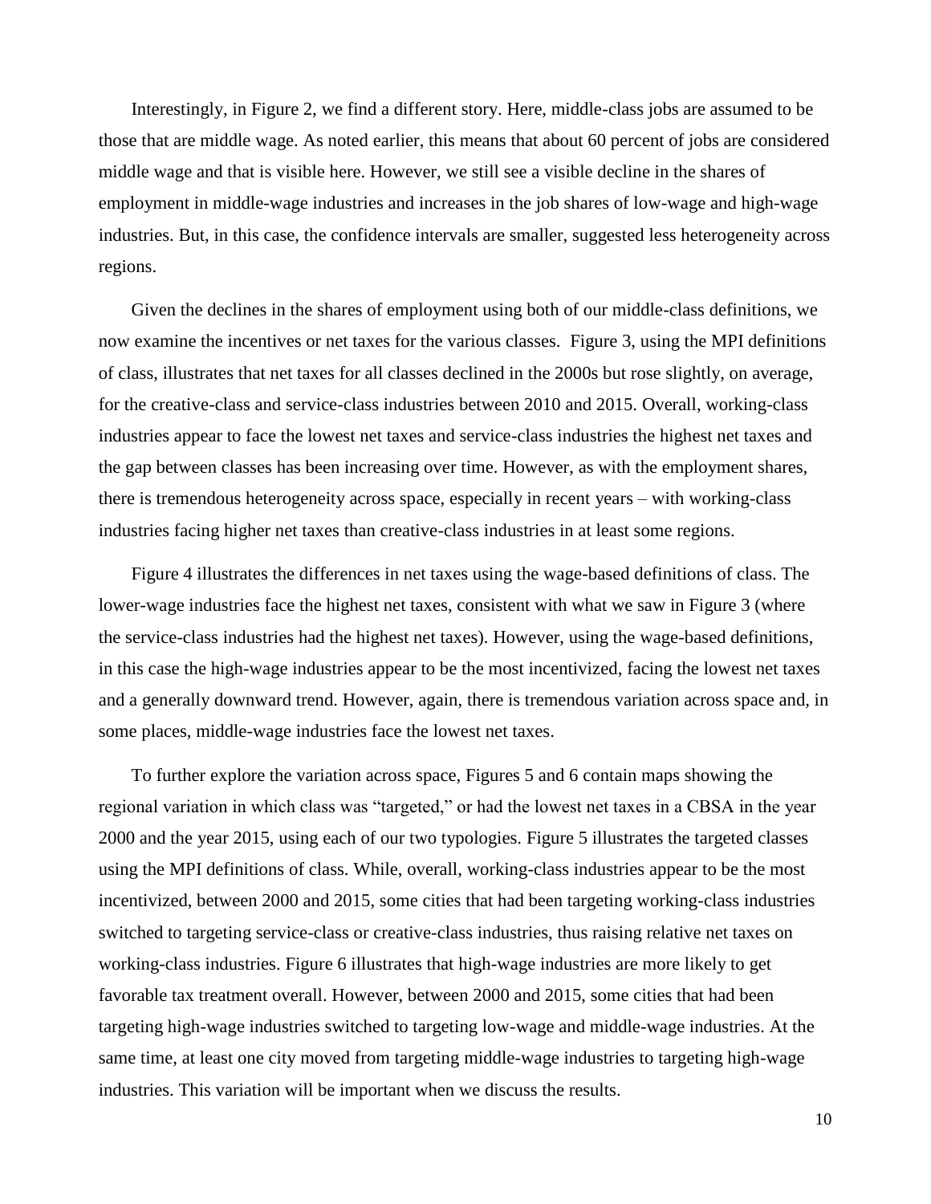Interestingly, in Figure 2, we find a different story. Here, middle-class jobs are assumed to be those that are middle wage. As noted earlier, this means that about 60 percent of jobs are considered middle wage and that is visible here. However, we still see a visible decline in the shares of employment in middle-wage industries and increases in the job shares of low-wage and high-wage industries. But, in this case, the confidence intervals are smaller, suggested less heterogeneity across regions.

Given the declines in the shares of employment using both of our middle-class definitions, we now examine the incentives or net taxes for the various classes. Figure 3, using the MPI definitions of class, illustrates that net taxes for all classes declined in the 2000s but rose slightly, on average, for the creative-class and service-class industries between 2010 and 2015. Overall, working-class industries appear to face the lowest net taxes and service-class industries the highest net taxes and the gap between classes has been increasing over time. However, as with the employment shares, there is tremendous heterogeneity across space, especially in recent years – with working-class industries facing higher net taxes than creative-class industries in at least some regions.

Figure 4 illustrates the differences in net taxes using the wage-based definitions of class. The lower-wage industries face the highest net taxes, consistent with what we saw in Figure 3 (where the service-class industries had the highest net taxes). However, using the wage-based definitions, in this case the high-wage industries appear to be the most incentivized, facing the lowest net taxes and a generally downward trend. However, again, there is tremendous variation across space and, in some places, middle-wage industries face the lowest net taxes.

To further explore the variation across space, Figures 5 and 6 contain maps showing the regional variation in which class was "targeted," or had the lowest net taxes in a CBSA in the year 2000 and the year 2015, using each of our two typologies. Figure 5 illustrates the targeted classes using the MPI definitions of class. While, overall, working-class industries appear to be the most incentivized, between 2000 and 2015, some cities that had been targeting working-class industries switched to targeting service-class or creative-class industries, thus raising relative net taxes on working-class industries. Figure 6 illustrates that high-wage industries are more likely to get favorable tax treatment overall. However, between 2000 and 2015, some cities that had been targeting high-wage industries switched to targeting low-wage and middle-wage industries. At the same time, at least one city moved from targeting middle-wage industries to targeting high-wage industries. This variation will be important when we discuss the results.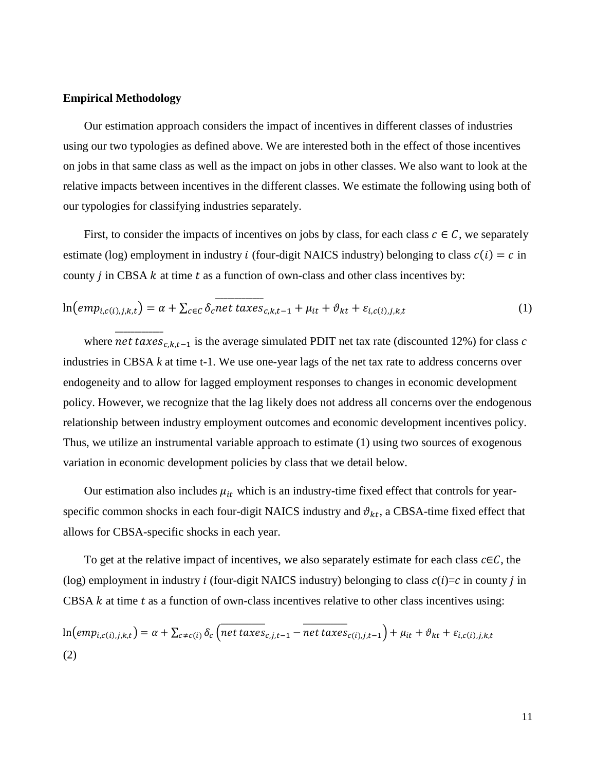**Empirical Methodology**

Our estimation approach considers the impact of incentives in different classes of industries using our two typologies as defined above. We are interested both in the effect of those incentives on jobs in that same class as well as the impact on jobs in other classes. We also want to look at the relative impacts between incentives in the different classes. We estimate the following using both of our typologies for classifying industries separately.

First, to consider the impacts of incentives on jobs by class, for each class $c \in C$, we separately estimate (log) employment in industry $i$ (four-digit NAICS industry) belonging to class $c(i) = c$ in county $j$ in CBSA $k$ at time $t$ as a function of own-class and other class incentives by:

$$\ln\left(emp_{i,c(i),j,k,t}\right) = \alpha + \sum_{c \in C} \delta_c \overline{net\ taxes}_{c,k,t-1} + \mu_{it} + \vartheta_{kt} + \varepsilon_{i,c(i),j,k,t} \tag{1}$$

where $\overline{net\ taxes}_{c,k,t-1}$ is the average simulated PDIT net tax rate (discounted 12%) for class $c$ industries in CBSA $k$ at time t-1. We use one-year lags of the net tax rate to address concerns over endogeneity and to allow for lagged employment responses to changes in economic development policy. However, we recognize that the lag likely does not address all concerns over the endogenous relationship between industry employment outcomes and economic development incentives policy. Thus, we utilize an instrumental variable approach to estimate (1) using two sources of exogenous variation in economic development policies by class that we detail below.

Our estimation also includes $\mu_{it}$ which is an industry-time fixed effect that controls for year-specific common shocks in each four-digit NAICS industry and $\vartheta_{kt}$, a CBSA-time fixed effect that allows for CBSA-specific shocks in each year.

To get at the relative impact of incentives, we also separately estimate for each class $c \in C$, the (log) employment in industry $i$ (four-digit NAICS industry) belonging to class $c(i)=c$ in county $j$ in CBSA $k$ at time $t$ as a function of own-class incentives relative to other class incentives using:

$$\ln\left(emp_{i,c(i),j,k,t}\right) = \alpha + \sum_{c \neq c(i)} \delta_c \left(\overline{net\ taxes}_{c,j,t-1} - \overline{net\ taxes}_{c(i),j,t-1}\right) + \mu_{it} + \vartheta_{kt} + \varepsilon_{i,c(i),j,k,t}$$

(2)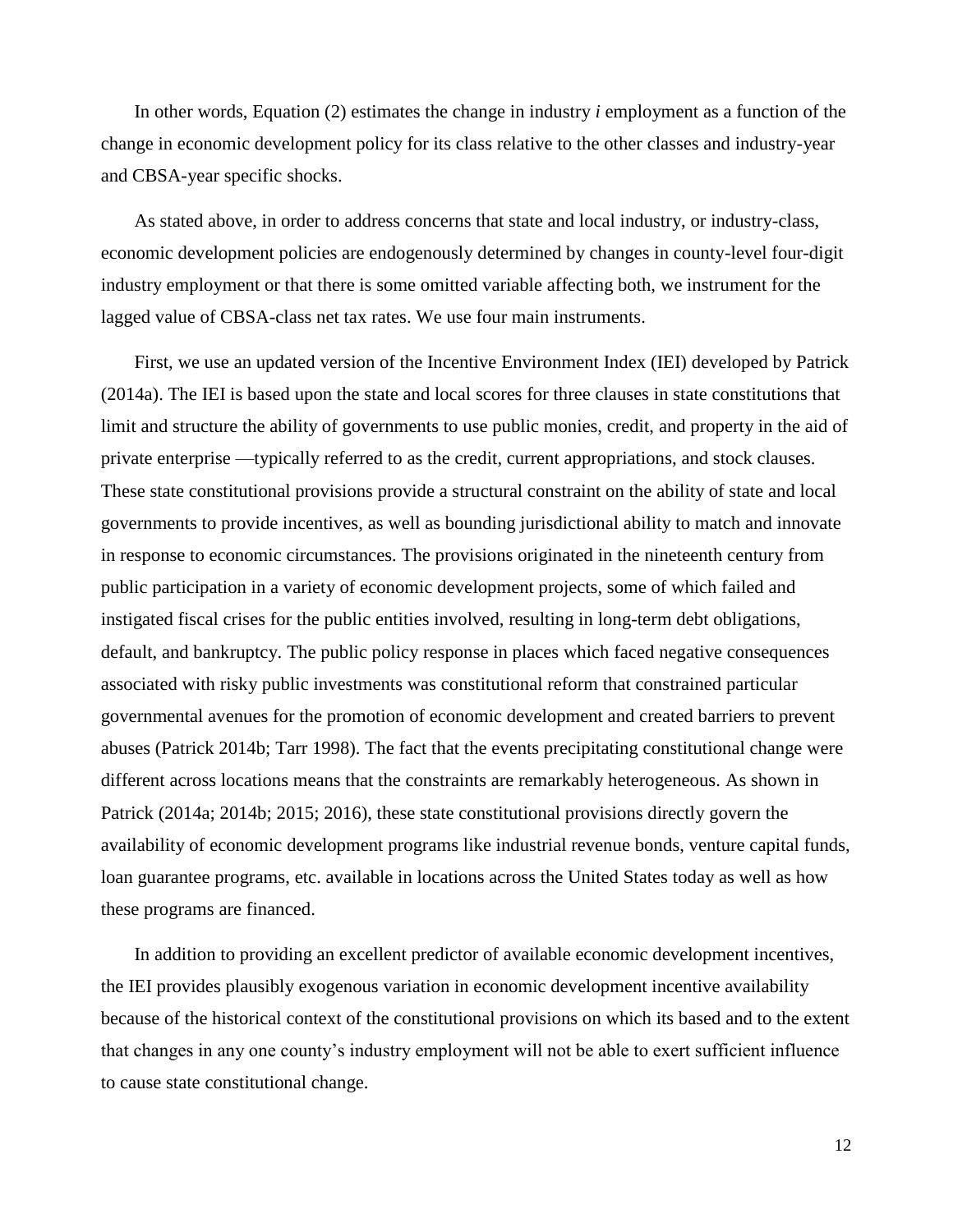In other words, Equation (2) estimates the change in industry *i* employment as a function of the change in economic development policy for its class relative to the other classes and industry-year and CBSA-year specific shocks.

As stated above, in order to address concerns that state and local industry, or industry-class, economic development policies are endogenously determined by changes in county-level four-digit industry employment or that there is some omitted variable affecting both, we instrument for the lagged value of CBSA-class net tax rates. We use four main instruments.

First, we use an updated version of the Incentive Environment Index (IEI) developed by Patrick (2014a). The IEI is based upon the state and local scores for three clauses in state constitutions that limit and structure the ability of governments to use public monies, credit, and property in the aid of private enterprise —typically referred to as the credit, current appropriations, and stock clauses. These state constitutional provisions provide a structural constraint on the ability of state and local governments to provide incentives, as well as bounding jurisdictional ability to match and innovate in response to economic circumstances. The provisions originated in the nineteenth century from public participation in a variety of economic development projects, some of which failed and instigated fiscal crises for the public entities involved, resulting in long-term debt obligations, default, and bankruptcy. The public policy response in places which faced negative consequences associated with risky public investments was constitutional reform that constrained particular governmental avenues for the promotion of economic development and created barriers to prevent abuses (Patrick 2014b; Tarr 1998). The fact that the events precipitating constitutional change were different across locations means that the constraints are remarkably heterogeneous. As shown in Patrick (2014a; 2014b; 2015; 2016), these state constitutional provisions directly govern the availability of economic development programs like industrial revenue bonds, venture capital funds, loan guarantee programs, etc. available in locations across the United States today as well as how these programs are financed.

In addition to providing an excellent predictor of available economic development incentives, the IEI provides plausibly exogenous variation in economic development incentive availability because of the historical context of the constitutional provisions on which its based and to the extent that changes in any one county's industry employment will not be able to exert sufficient influence to cause state constitutional change.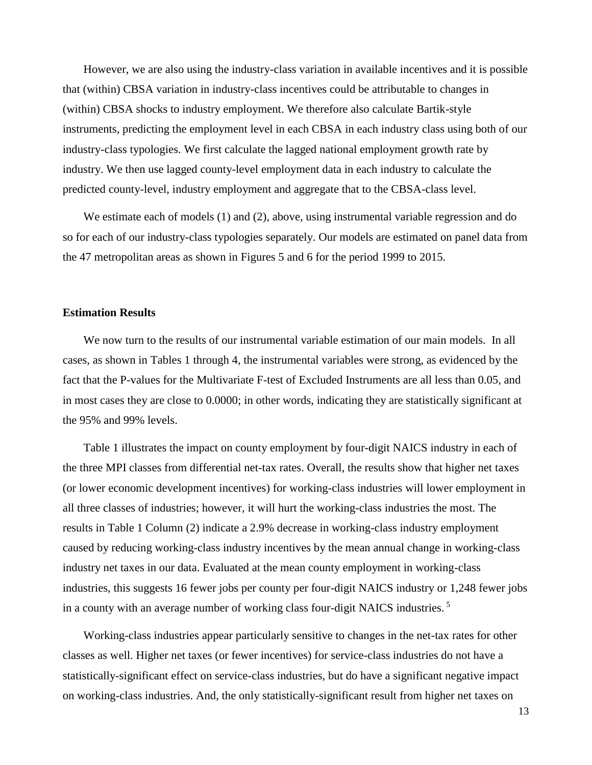However, we are also using the industry-class variation in available incentives and it is possible that (within) CBSA variation in industry-class incentives could be attributable to changes in (within) CBSA shocks to industry employment. We therefore also calculate Bartik-style instruments, predicting the employment level in each CBSA in each industry class using both of our industry-class typologies. We first calculate the lagged national employment growth rate by industry. We then use lagged county-level employment data in each industry to calculate the predicted county-level, industry employment and aggregate that to the CBSA-class level.

We estimate each of models (1) and (2), above, using instrumental variable regression and do so for each of our industry-class typologies separately. Our models are estimated on panel data from the 47 metropolitan areas as shown in Figures 5 and 6 for the period 1999 to 2015.

## Estimation Results

We now turn to the results of our instrumental variable estimation of our main models. In all cases, as shown in Tables 1 through 4, the instrumental variables were strong, as evidenced by the fact that the P-values for the Multivariate F-test of Excluded Instruments are all less than 0.05, and in most cases they are close to 0.0000; in other words, indicating they are statistically significant at the 95% and 99% levels.

Table 1 illustrates the impact on county employment by four-digit NAICS industry in each of the three MPI classes from differential net-tax rates. Overall, the results show that higher net taxes (or lower economic development incentives) for working-class industries will lower employment in all three classes of industries; however, it will hurt the working-class industries the most. The results in Table 1 Column (2) indicate a 2.9% decrease in working-class industry employment caused by reducing working-class industry incentives by the mean annual change in working-class industry net taxes in our data. Evaluated at the mean county employment in working-class industries, this suggests 16 fewer jobs per county per four-digit NAICS industry or 1,248 fewer jobs in a county with an average number of working class four-digit NAICS industries. [5]

Working-class industries appear particularly sensitive to changes in the net-tax rates for other classes as well. Higher net taxes (or fewer incentives) for service-class industries do not have a statistically-significant effect on service-class industries, but do have a significant negative impact on working-class industries. And, the only statistically-significant result from higher net taxes on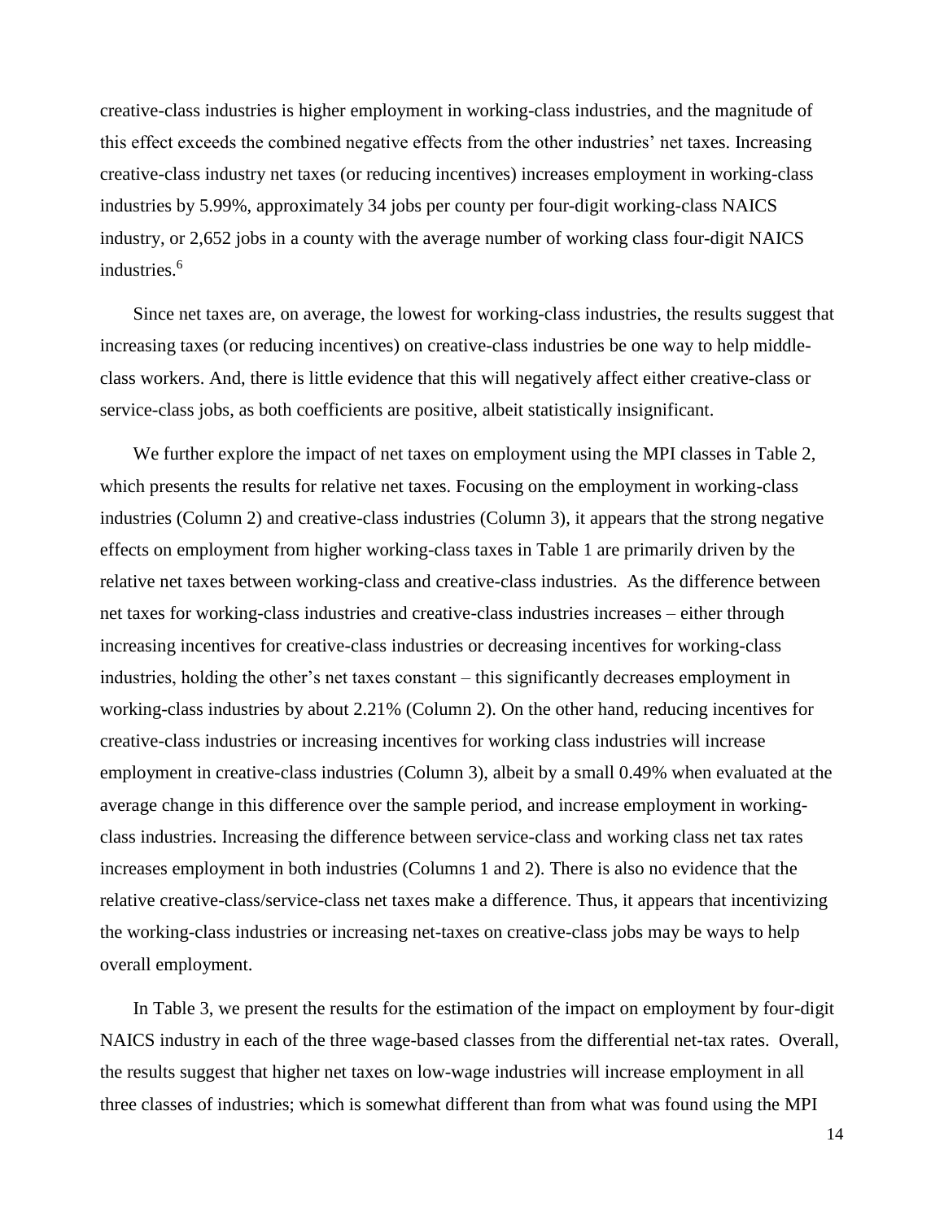creative-class industries is higher employment in working-class industries, and the magnitude of this effect exceeds the combined negative effects from the other industries' net taxes. Increasing creative-class industry net taxes (or reducing incentives) increases employment in working-class industries by 5.99%, approximately 34 jobs per county per four-digit working-class NAICS industry, or 2,652 jobs in a county with the average number of working class four-digit NAICS industries.[6]

Since net taxes are, on average, the lowest for working-class industries, the results suggest that increasing taxes (or reducing incentives) on creative-class industries be one way to help middle-class workers. And, there is little evidence that this will negatively affect either creative-class or service-class jobs, as both coefficients are positive, albeit statistically insignificant.

We further explore the impact of net taxes on employment using the MPI classes in Table 2, which presents the results for relative net taxes. Focusing on the employment in working-class industries (Column 2) and creative-class industries (Column 3), it appears that the strong negative effects on employment from higher working-class taxes in Table 1 are primarily driven by the relative net taxes between working-class and creative-class industries. As the difference between net taxes for working-class industries and creative-class industries increases – either through increasing incentives for creative-class industries or decreasing incentives for working-class industries, holding the other's net taxes constant – this significantly decreases employment in working-class industries by about 2.21% (Column 2). On the other hand, reducing incentives for creative-class industries or increasing incentives for working class industries will increase employment in creative-class industries (Column 3), albeit by a small 0.49% when evaluated at the average change in this difference over the sample period, and increase employment in working-class industries. Increasing the difference between service-class and working class net tax rates increases employment in both industries (Columns 1 and 2). There is also no evidence that the relative creative-class/service-class net taxes make a difference. Thus, it appears that incentivizing the working-class industries or increasing net-taxes on creative-class jobs may be ways to help overall employment.

In Table 3, we present the results for the estimation of the impact on employment by four-digit NAICS industry in each of the three wage-based classes from the differential net-tax rates. Overall, the results suggest that higher net taxes on low-wage industries will increase employment in all three classes of industries; which is somewhat different than from what was found using the MPI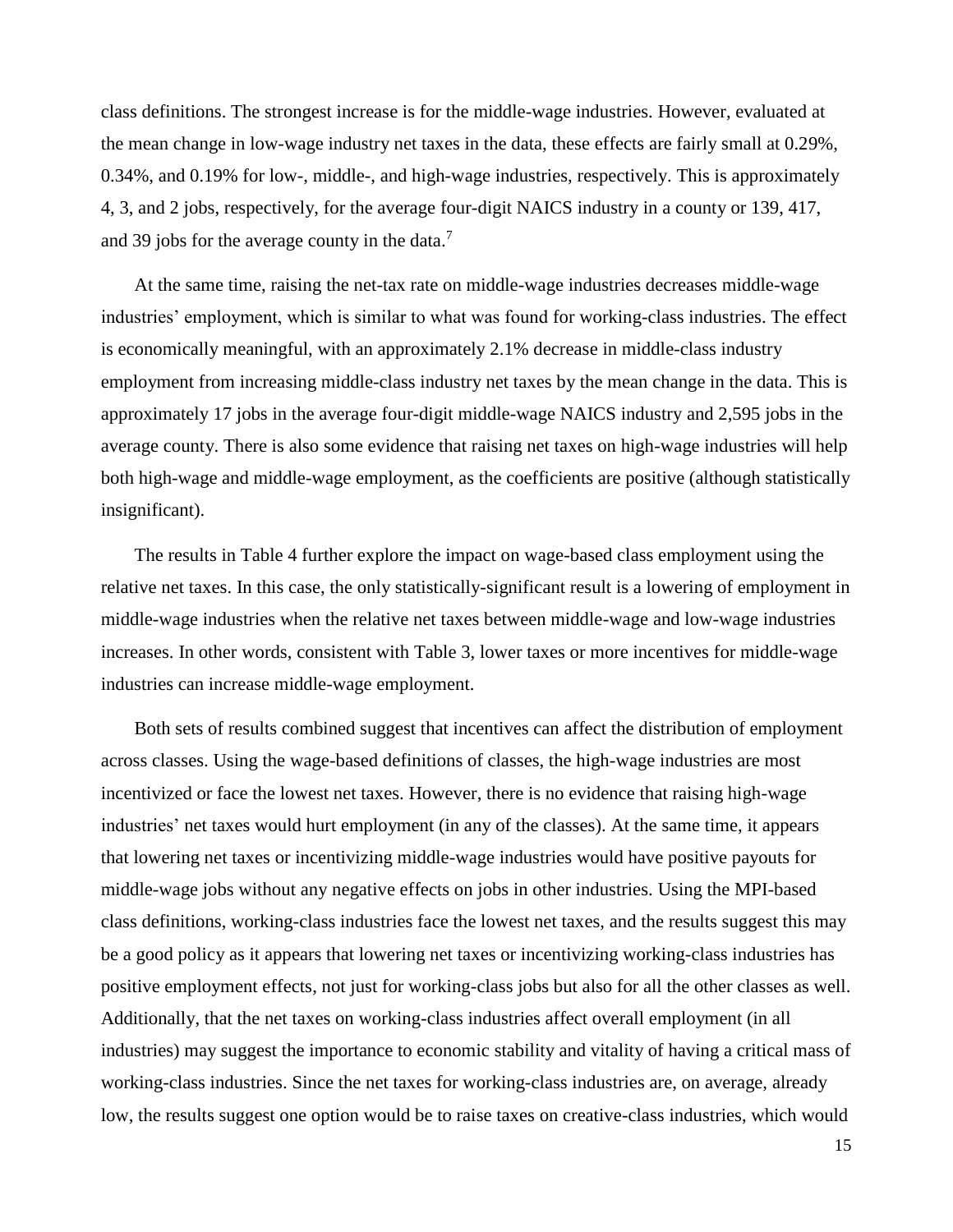class definitions. The strongest increase is for the middle-wage industries. However, evaluated at the mean change in low-wage industry net taxes in the data, these effects are fairly small at 0.29%, 0.34%, and 0.19% for low-, middle-, and high-wage industries, respectively. This is approximately 4, 3, and 2 jobs, respectively, for the average four-digit NAICS industry in a county or 139, 417, and 39 jobs for the average county in the data.[7]

At the same time, raising the net-tax rate on middle-wage industries decreases middle-wage industries' employment, which is similar to what was found for working-class industries. The effect is economically meaningful, with an approximately 2.1% decrease in middle-class industry employment from increasing middle-class industry net taxes by the mean change in the data. This is approximately 17 jobs in the average four-digit middle-wage NAICS industry and 2,595 jobs in the average county. There is also some evidence that raising net taxes on high-wage industries will help both high-wage and middle-wage employment, as the coefficients are positive (although statistically insignificant).

The results in Table 4 further explore the impact on wage-based class employment using the relative net taxes. In this case, the only statistically-significant result is a lowering of employment in middle-wage industries when the relative net taxes between middle-wage and low-wage industries increases. In other words, consistent with Table 3, lower taxes or more incentives for middle-wage industries can increase middle-wage employment.

Both sets of results combined suggest that incentives can affect the distribution of employment across classes. Using the wage-based definitions of classes, the high-wage industries are most incentivized or face the lowest net taxes. However, there is no evidence that raising high-wage industries' net taxes would hurt employment (in any of the classes). At the same time, it appears that lowering net taxes or incentivizing middle-wage industries would have positive payouts for middle-wage jobs without any negative effects on jobs in other industries. Using the MPI-based class definitions, working-class industries face the lowest net taxes, and the results suggest this may be a good policy as it appears that lowering net taxes or incentivizing working-class industries has positive employment effects, not just for working-class jobs but also for all the other classes as well. Additionally, that the net taxes on working-class industries affect overall employment (in all industries) may suggest the importance to economic stability and vitality of having a critical mass of working-class industries. Since the net taxes for working-class industries are, on average, already low, the results suggest one option would be to raise taxes on creative-class industries, which would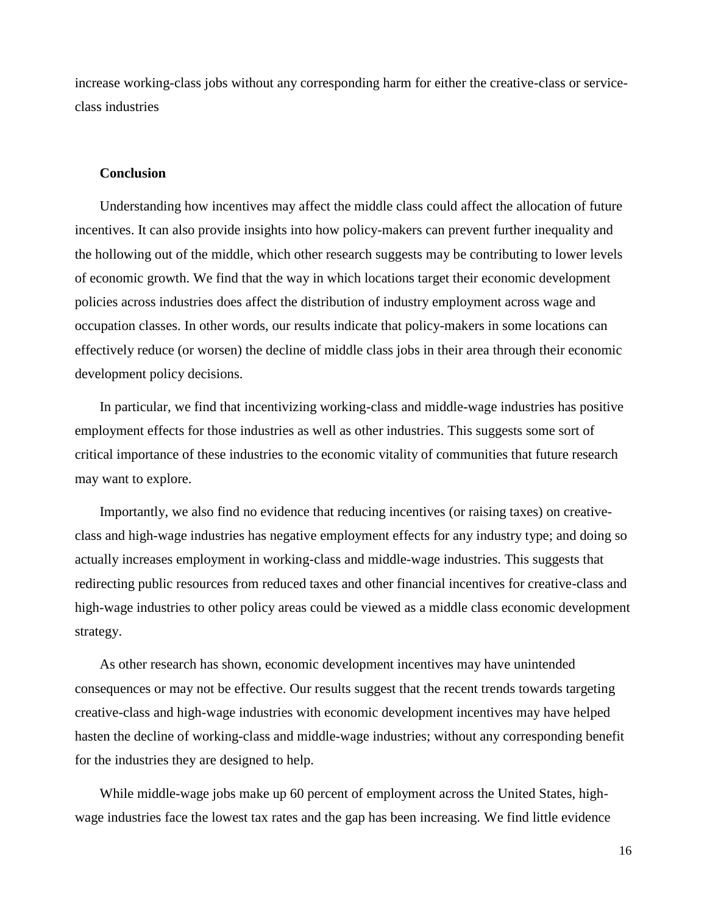increase working-class jobs without any corresponding harm for either the creative-class or service-class industries

## Conclusion

Understanding how incentives may affect the middle class could affect the allocation of future incentives. It can also provide insights into how policy-makers can prevent further inequality and the hollowing out of the middle, which other research suggests may be contributing to lower levels of economic growth. We find that the way in which locations target their economic development policies across industries does affect the distribution of industry employment across wage and occupation classes. In other words, our results indicate that policy-makers in some locations can effectively reduce (or worsen) the decline of middle class jobs in their area through their economic development policy decisions.

In particular, we find that incentivizing working-class and middle-wage industries has positive employment effects for those industries as well as other industries. This suggests some sort of critical importance of these industries to the economic vitality of communities that future research may want to explore.

Importantly, we also find no evidence that reducing incentives (or raising taxes) on creative-class and high-wage industries has negative employment effects for any industry type; and doing so actually increases employment in working-class and middle-wage industries. This suggests that redirecting public resources from reduced taxes and other financial incentives for creative-class and high-wage industries to other policy areas could be viewed as a middle class economic development strategy.

As other research has shown, economic development incentives may have unintended consequences or may not be effective. Our results suggest that the recent trends towards targeting creative-class and high-wage industries with economic development incentives may have helped hasten the decline of working-class and middle-wage industries; without any corresponding benefit for the industries they are designed to help.

While middle-wage jobs make up 60 percent of employment across the United States, high-wage industries face the lowest tax rates and the gap has been increasing. We find little evidence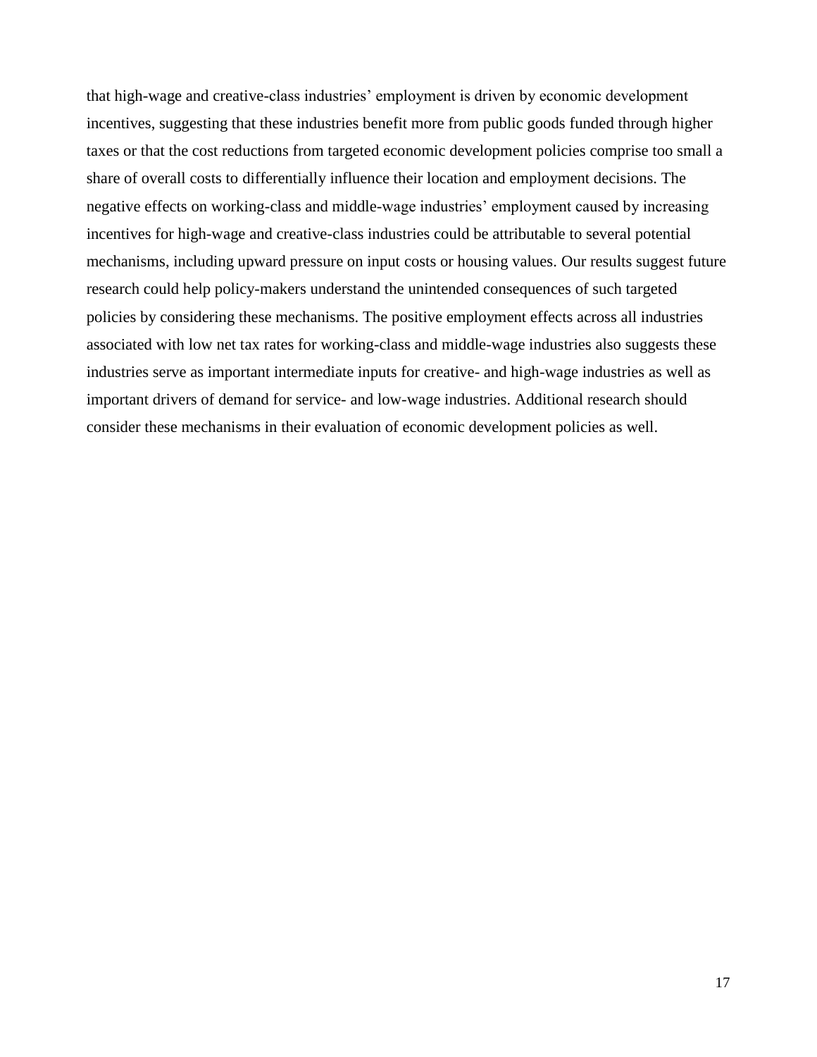that high-wage and creative-class industries' employment is driven by economic development incentives, suggesting that these industries benefit more from public goods funded through higher taxes or that the cost reductions from targeted economic development policies comprise too small a share of overall costs to differentially influence their location and employment decisions. The negative effects on working-class and middle-wage industries' employment caused by increasing incentives for high-wage and creative-class industries could be attributable to several potential mechanisms, including upward pressure on input costs or housing values. Our results suggest future research could help policy-makers understand the unintended consequences of such targeted policies by considering these mechanisms. The positive employment effects across all industries associated with low net tax rates for working-class and middle-wage industries also suggests these industries serve as important intermediate inputs for creative- and high-wage industries as well as important drivers of demand for service- and low-wage industries. Additional research should consider these mechanisms in their evaluation of economic development policies as well.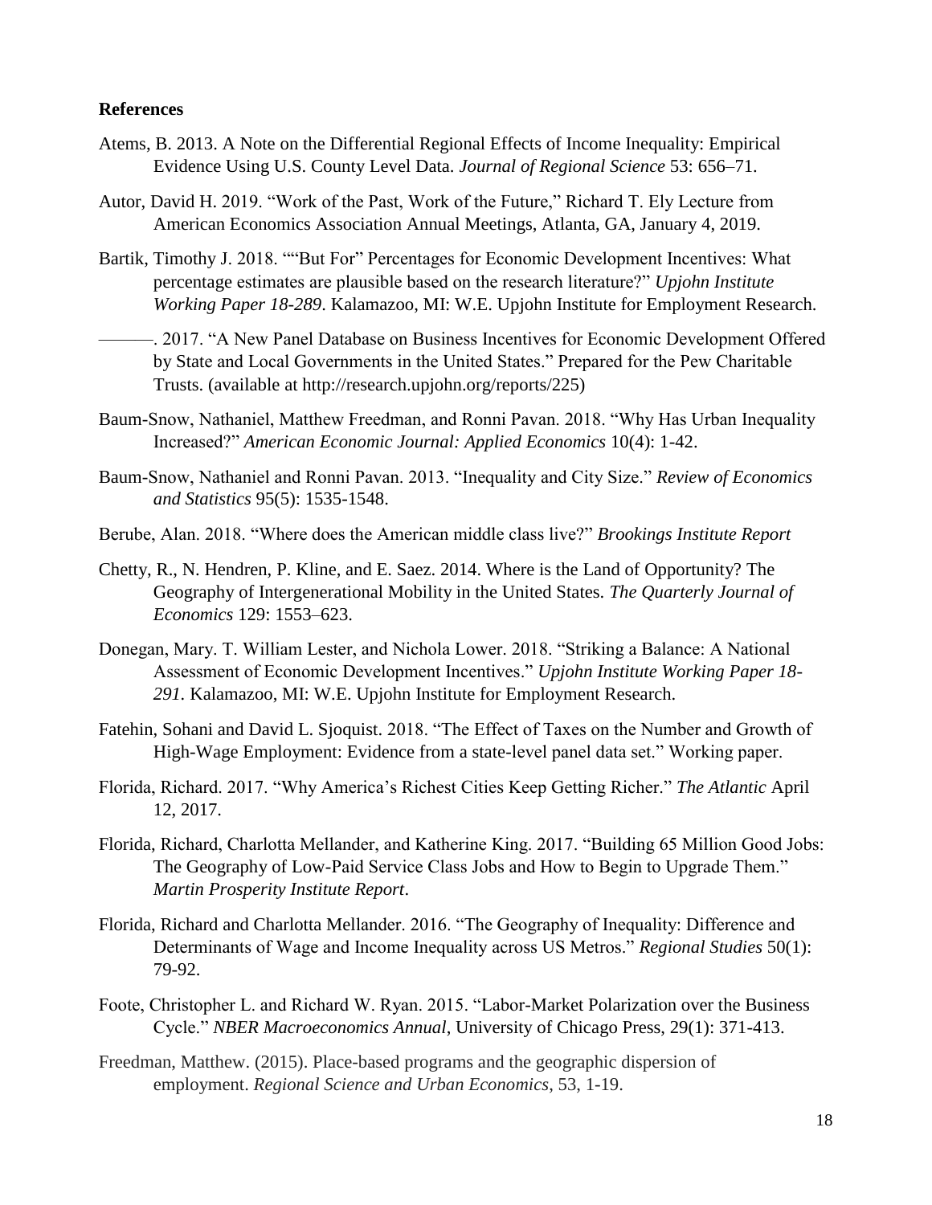## References

Atems, B. 2013. A Note on the Differential Regional Effects of Income Inequality: Empirical Evidence Using U.S. County Level Data. *Journal of Regional Science* 53: 656–71.

Autor, David H. 2019. "Work of the Past, Work of the Future," Richard T. Ely Lecture from American Economics Association Annual Meetings, Atlanta, GA, January 4, 2019.

Bartik, Timothy J. 2018. ""But For" Percentages for Economic Development Incentives: What percentage estimates are plausible based on the research literature?" *Upjohn Institute Working Paper 18-289*. Kalamazoo, MI: W.E. Upjohn Institute for Employment Research.

———. 2017. "A New Panel Database on Business Incentives for Economic Development Offered by State and Local Governments in the United States." Prepared for the Pew Charitable Trusts. (available at http://research.upjohn.org/reports/225)

Baum-Snow, Nathaniel, Matthew Freedman, and Ronni Pavan. 2018. "Why Has Urban Inequality Increased?" *American Economic Journal: Applied Economics* 10(4): 1-42.

Baum-Snow, Nathaniel and Ronni Pavan. 2013. "Inequality and City Size." *Review of Economics and Statistics* 95(5): 1535-1548.

Berube, Alan. 2018. "Where does the American middle class live?" *Brookings Institute Report*

Chetty, R., N. Hendren, P. Kline, and E. Saez. 2014. Where is the Land of Opportunity? The Geography of Intergenerational Mobility in the United States. *The Quarterly Journal of Economics* 129: 1553–623.

Donegan, Mary. T. William Lester, and Nichola Lower. 2018. "Striking a Balance: A National Assessment of Economic Development Incentives." *Upjohn Institute Working Paper 18-291.* Kalamazoo, MI: W.E. Upjohn Institute for Employment Research.

Fatehin, Sohani and David L. Sjoquist. 2018. "The Effect of Taxes on the Number and Growth of High-Wage Employment: Evidence from a state-level panel data set." Working paper.

Florida, Richard. 2017. "Why America's Richest Cities Keep Getting Richer." *The Atlantic* April 12, 2017.

Florida, Richard, Charlotta Mellander, and Katherine King. 2017. "Building 65 Million Good Jobs: The Geography of Low-Paid Service Class Jobs and How to Begin to Upgrade Them." *Martin Prosperity Institute Report*.

Florida, Richard and Charlotta Mellander. 2016. "The Geography of Inequality: Difference and Determinants of Wage and Income Inequality across US Metros." *Regional Studies* 50(1): 79-92.

Foote, Christopher L. and Richard W. Ryan. 2015. "Labor-Market Polarization over the Business Cycle." *NBER Macroeconomics Annual*, University of Chicago Press, 29(1): 371-413.

Freedman, Matthew. (2015). Place-based programs and the geographic dispersion of employment. *Regional Science and Urban Economics*, 53, 1-19.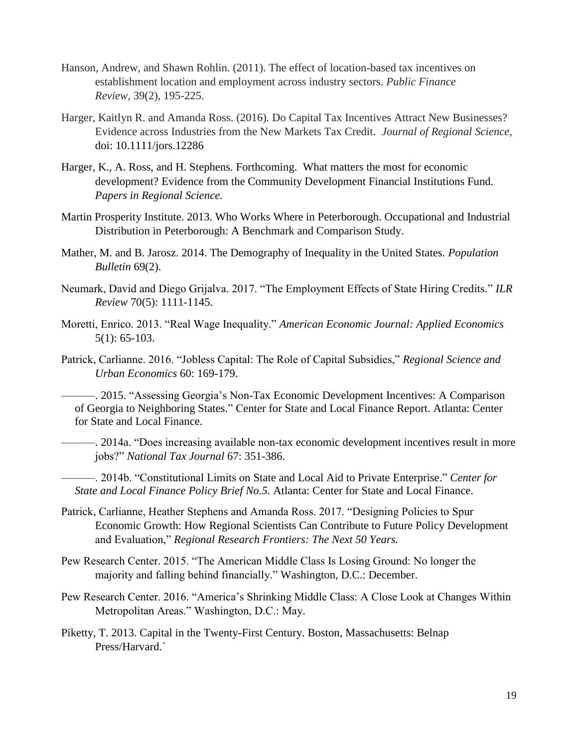Hanson, Andrew, and Shawn Rohlin. (2011). The effect of location-based tax incentives on establishment location and employment across industry sectors. *Public Finance Review,* 39(2), 195-225.

Harger, Kaitlyn R. and Amanda Ross. (2016). Do Capital Tax Incentives Attract New Businesses? Evidence across Industries from the New Markets Tax Credit. *Journal of Regional Science,* doi: 10.1111/jors.12286

Harger, K., A. Ross, and H. Stephens. Forthcoming. What matters the most for economic development? Evidence from the Community Development Financial Institutions Fund. *Papers in Regional Science.*

Martin Prosperity Institute. 2013. Who Works Where in Peterborough. Occupational and Industrial Distribution in Peterborough: A Benchmark and Comparison Study.

Mather, M. and B. Jarosz. 2014. The Demography of Inequality in the United States. *Population Bulletin* 69(2).

Neumark, David and Diego Grijalva. 2017. "The Employment Effects of State Hiring Credits." *ILR Review* 70(5): 1111-1145.

Moretti, Enrico. 2013. "Real Wage Inequality." *American Economic Journal: Applied Economics* 5(1): 65-103.

Patrick, Carlianne. 2016. "Jobless Capital: The Role of Capital Subsidies," *Regional Science and Urban Economics* 60: 169-179.

———. 2015. "Assessing Georgia's Non-Tax Economic Development Incentives: A Comparison of Georgia to Neighboring States." Center for State and Local Finance Report. Atlanta: Center for State and Local Finance.

———. 2014a. "Does increasing available non-tax economic development incentives result in more jobs?" *National Tax Journal* 67: 351-386.

———. 2014b. "Constitutional Limits on State and Local Aid to Private Enterprise." *Center for State and Local Finance Policy Brief No.5.* Atlanta: Center for State and Local Finance.

Patrick, Carlianne, Heather Stephens and Amanda Ross. 2017. "Designing Policies to Spur Economic Growth: How Regional Scientists Can Contribute to Future Policy Development and Evaluation," *Regional Research Frontiers: The Next 50 Years.*

Pew Research Center. 2015. "The American Middle Class Is Losing Ground: No longer the majority and falling behind financially." Washington, D.C.: December.

Pew Research Center. 2016. "America's Shrinking Middle Class: A Close Look at Changes Within Metropolitan Areas." Washington, D.C.: May.

Piketty, T. 2013. Capital in the Twenty-First Century. Boston, Massachusetts: Belnap Press/Harvard.`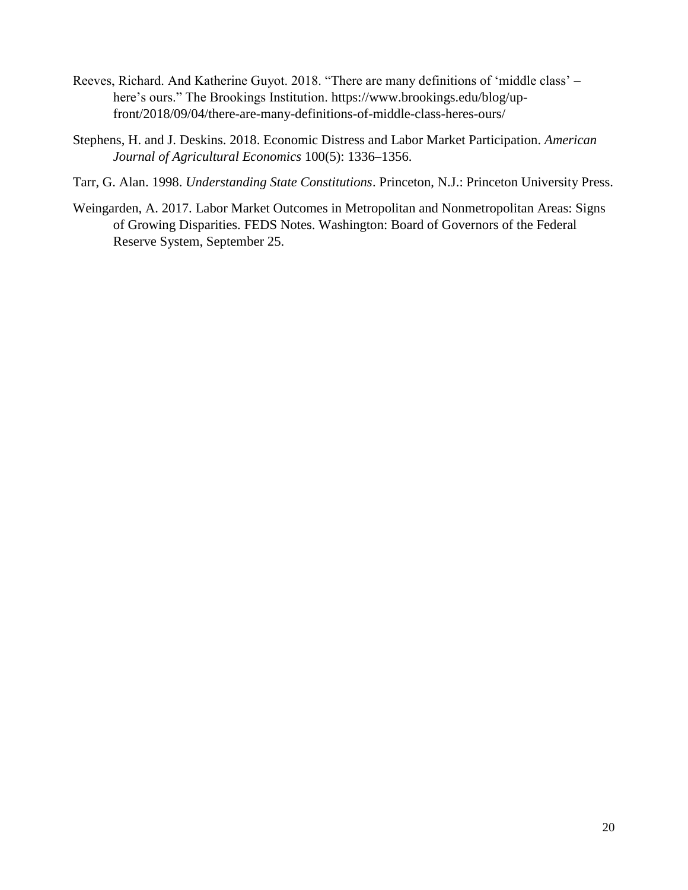Reeves, Richard. And Katherine Guyot. 2018. "There are many definitions of 'middle class' – here's ours." The Brookings Institution. https://www.brookings.edu/blog/up-front/2018/09/04/there-are-many-definitions-of-middle-class-heres-ours/

Stephens, H. and J. Deskins. 2018. Economic Distress and Labor Market Participation. *American Journal of Agricultural Economics* 100(5): 1336–1356.

Tarr, G. Alan. 1998. *Understanding State Constitutions*. Princeton, N.J.: Princeton University Press.

Weingarden, A. 2017. Labor Market Outcomes in Metropolitan and Nonmetropolitan Areas: Signs of Growing Disparities. FEDS Notes. Washington: Board of Governors of the Federal Reserve System, September 25.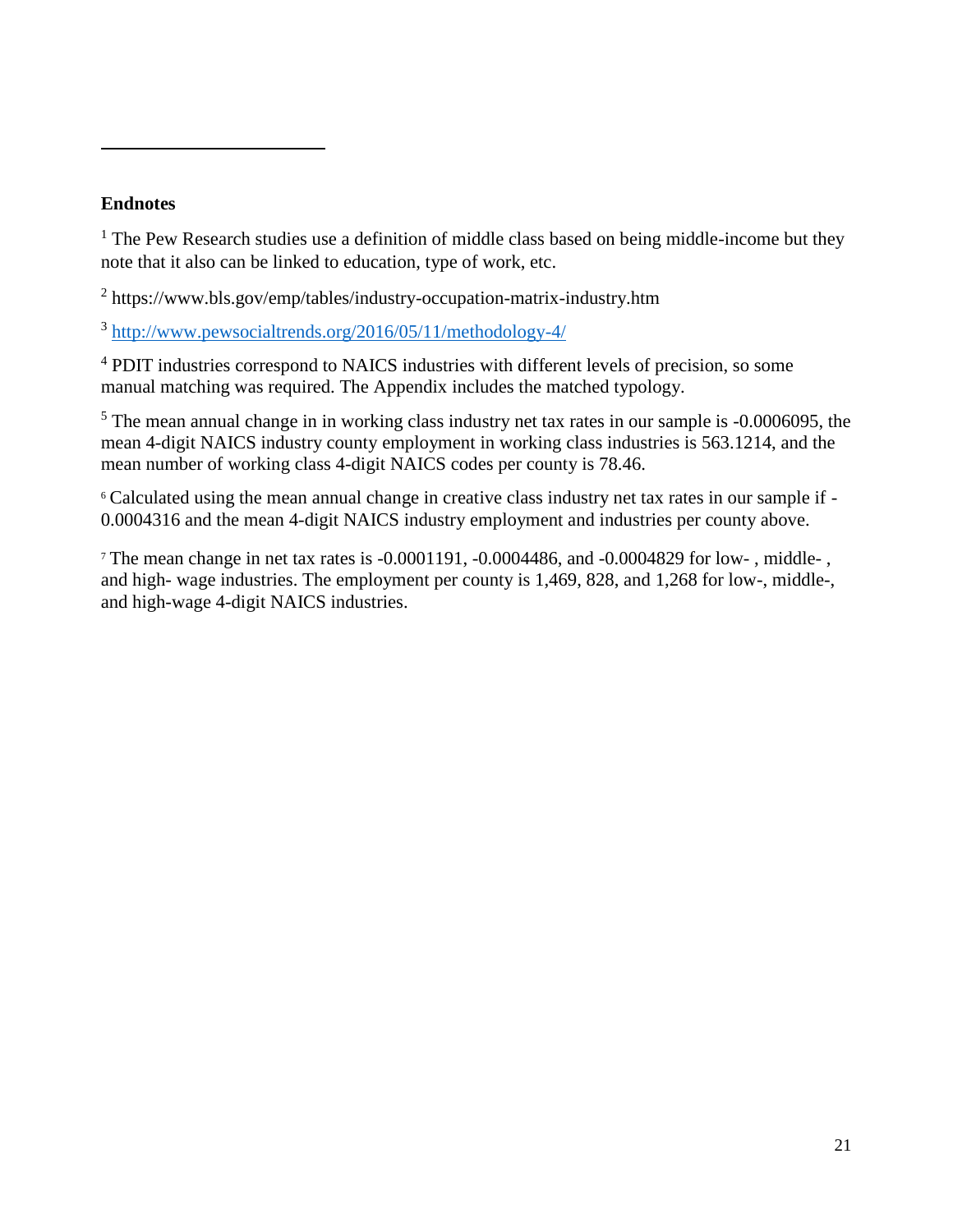## Endnotes

[1] The Pew Research studies use a definition of middle class based on being middle-income but they note that it also can be linked to education, type of work, etc.

[2] https://www.bls.gov/emp/tables/industry-occupation-matrix-industry.htm

[3] http://www.pewsocialtrends.org/2016/05/11/methodology-4/

[4] PDIT industries correspond to NAICS industries with different levels of precision, so some manual matching was required. The Appendix includes the matched typology.

[5] The mean annual change in in working class industry net tax rates in our sample is -0.0006095, the mean 4-digit NAICS industry county employment in working class industries is 563.1214, and the mean number of working class 4-digit NAICS codes per county is 78.46.

[6] Calculated using the mean annual change in creative class industry net tax rates in our sample if -0.0004316 and the mean 4-digit NAICS industry employment and industries per county above.

[7] The mean change in net tax rates is -0.0001191, -0.0004486, and -0.0004829 for low- , middle- , and high- wage industries. The employment per county is 1,469, 828, and 1,268 for low-, middle-, and high-wage 4-digit NAICS industries.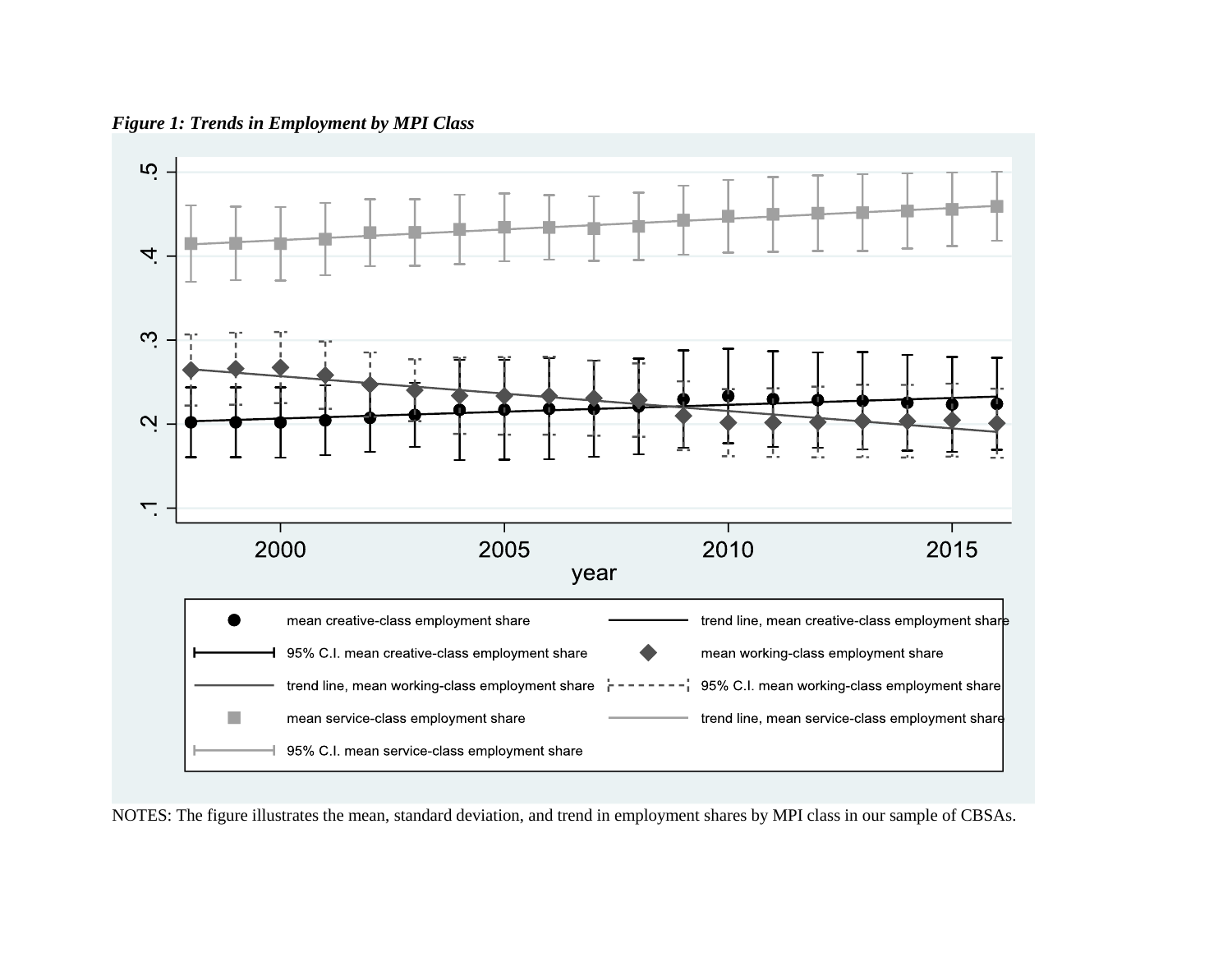***Figure 1: Trends in Employment by MPI Class***

NOTES: The figure illustrates the mean, standard deviation, and trend in employment shares by MPI class in our sample of CBSAs.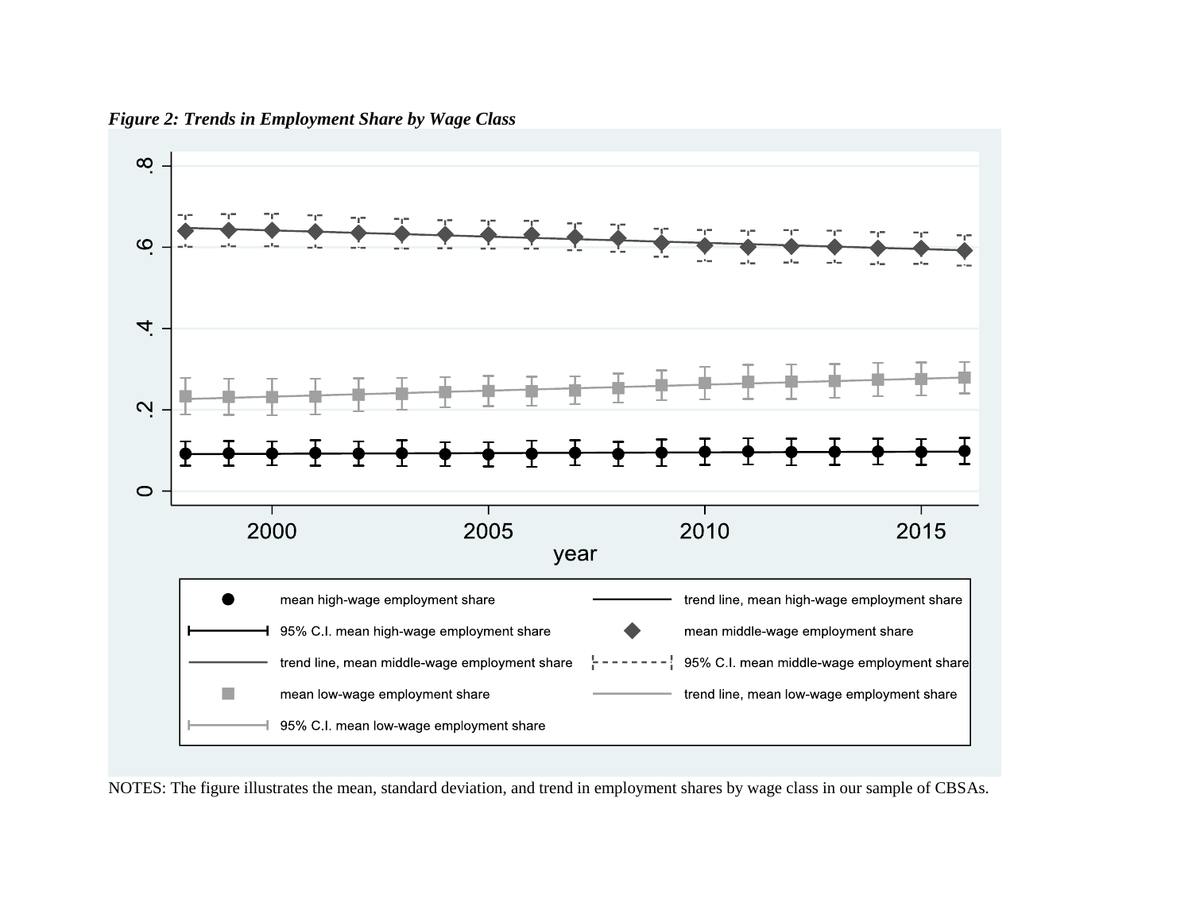*Figure 2: Trends in Employment Share by Wage Class*

NOTES: The figure illustrates the mean, standard deviation, and trend in employment shares by wage class in our sample of CBSAs.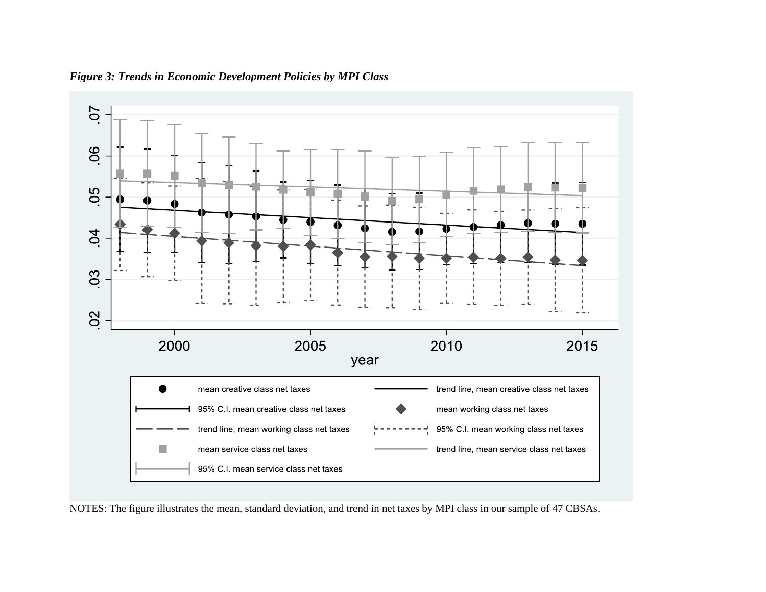*Figure 3: Trends in Economic Development Policies by MPI Class*

NOTES: The figure illustrates the mean, standard deviation, and trend in net taxes by MPI class in our sample of 47 CBSAs.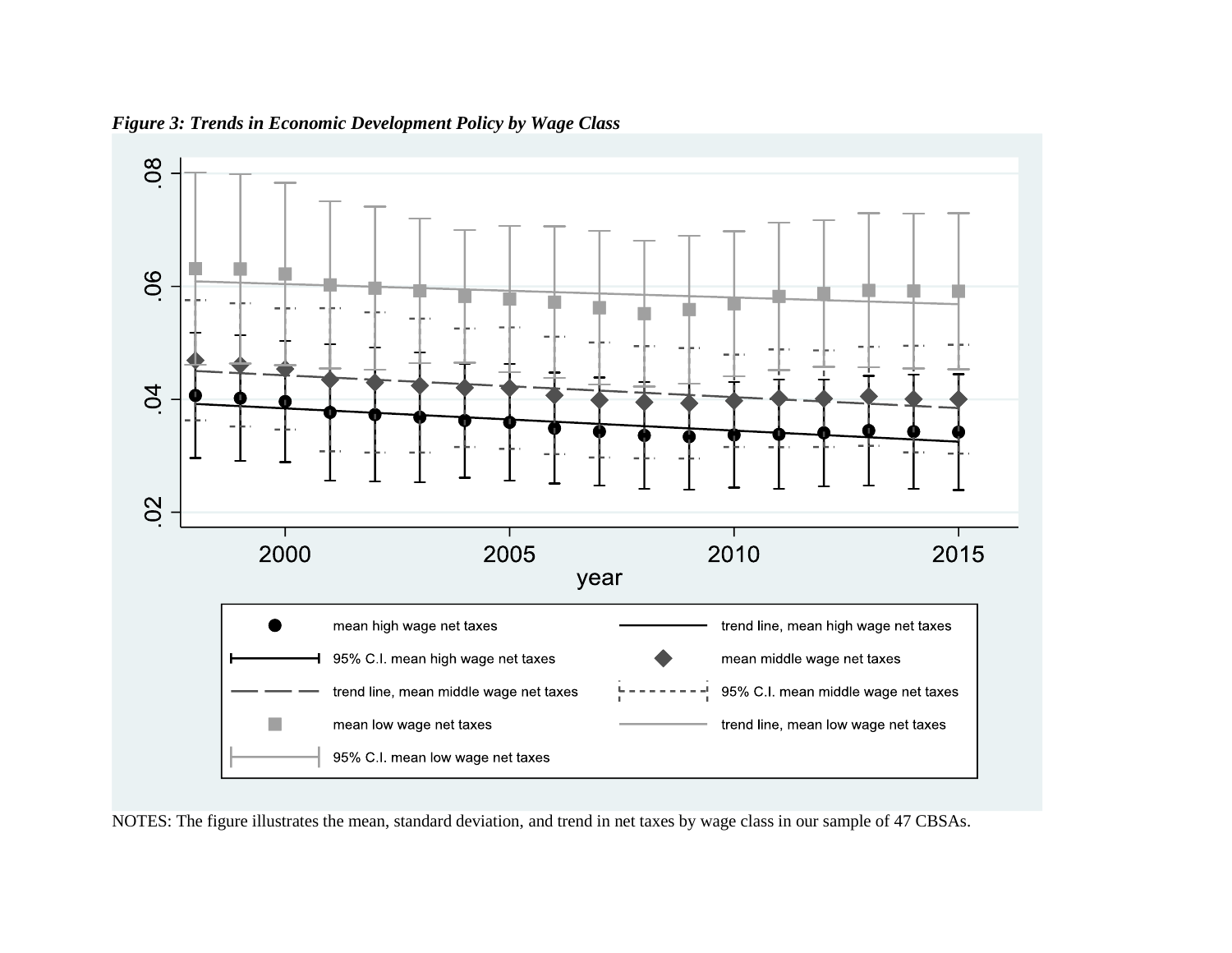***Figure 3: Trends in Economic Development Policy by Wage Class***

NOTES: The figure illustrates the mean, standard deviation, and trend in net taxes by wage class in our sample of 47 CBSAs.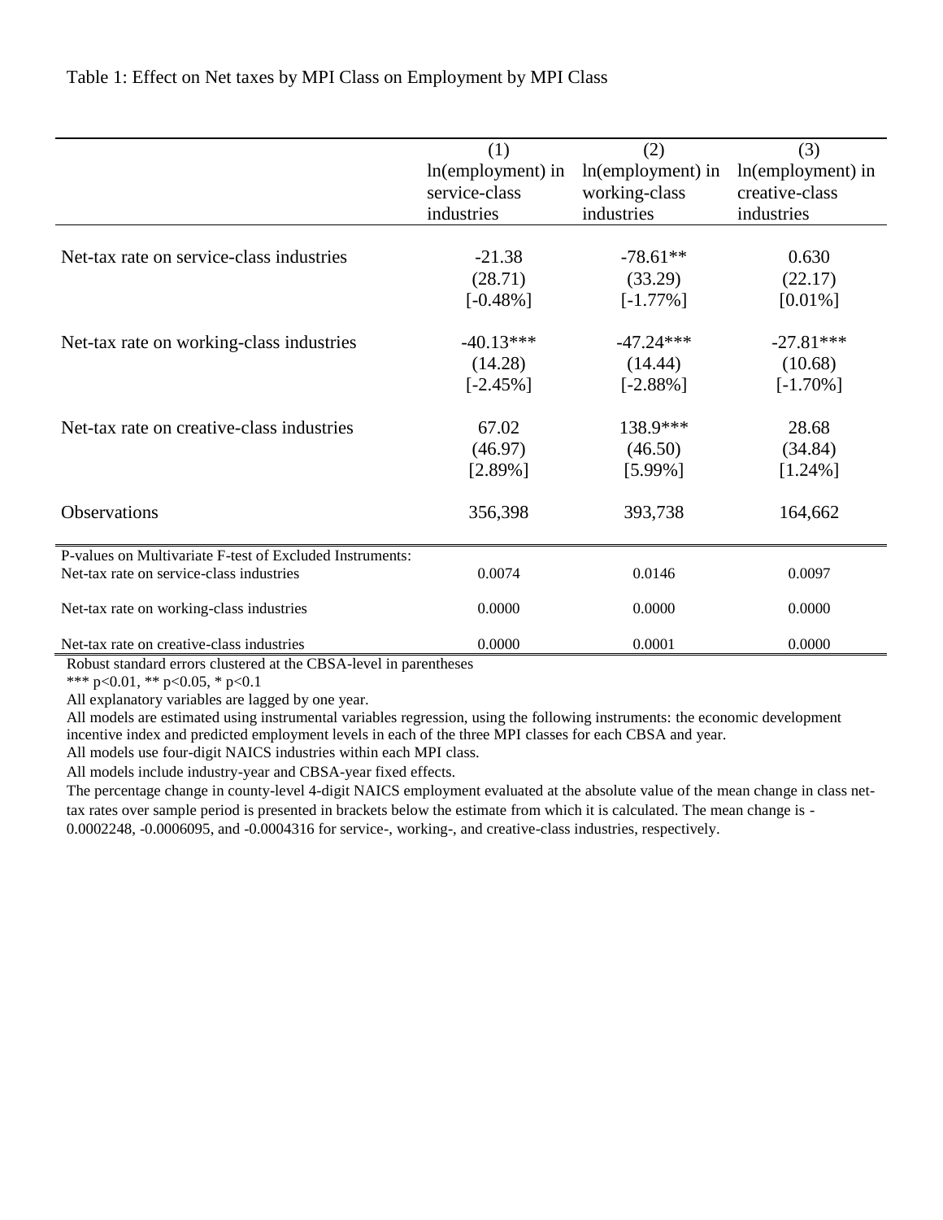Table 1: Effect on Net taxes by MPI Class on Employment by MPI Class

| | (1) ln(employment) in service-class industries | (2) ln(employment) in working-class industries | (3) ln(employment) in creative-class industries |
|---|---|---|---|
| Net-tax rate on service-class industries | -21.38 | -78.61** | 0.630 |
| | (28.71) | (33.29) | (22.17) |
| | [-0.48%] | [-1.77%] | [0.01%] |
| Net-tax rate on working-class industries | -40.13*** | -47.24*** | -27.81*** |
| | (14.28) | (14.44) | (10.68) |
| | [-2.45%] | [-2.88%] | [-1.70%] |
| Net-tax rate on creative-class industries | 67.02 | 138.9*** | 28.68 |
| | (46.97) | (46.50) | (34.84) |
| | [2.89%] | [5.99%] | [1.24%] |
| Observations | 356,398 | 393,738 | 164,662 |
| P-values on Multivariate F-test of Excluded Instruments: | | | |
| Net-tax rate on service-class industries | 0.0074 | 0.0146 | 0.0097 |
| Net-tax rate on working-class industries | 0.0000 | 0.0000 | 0.0000 |
| Net-tax rate on creative-class industries | 0.0000 | 0.0001 | 0.0000 |

Robust standard errors clustered at the CBSA-level in parentheses

*** p<0.01, ** p<0.05, * p<0.1

All explanatory variables are lagged by one year.

All models are estimated using instrumental variables regression, using the following instruments: the economic development incentive index and predicted employment levels in each of the three MPI classes for each CBSA and year.

All models use four-digit NAICS industries within each MPI class.

All models include industry-year and CBSA-year fixed effects.

The percentage change in county-level 4-digit NAICS employment evaluated at the absolute value of the mean change in class net-tax rates over sample period is presented in brackets below the estimate from which it is calculated. The mean change is -0.0002248, -0.0006095, and -0.0004316 for service-, working-, and creative-class industries, respectively.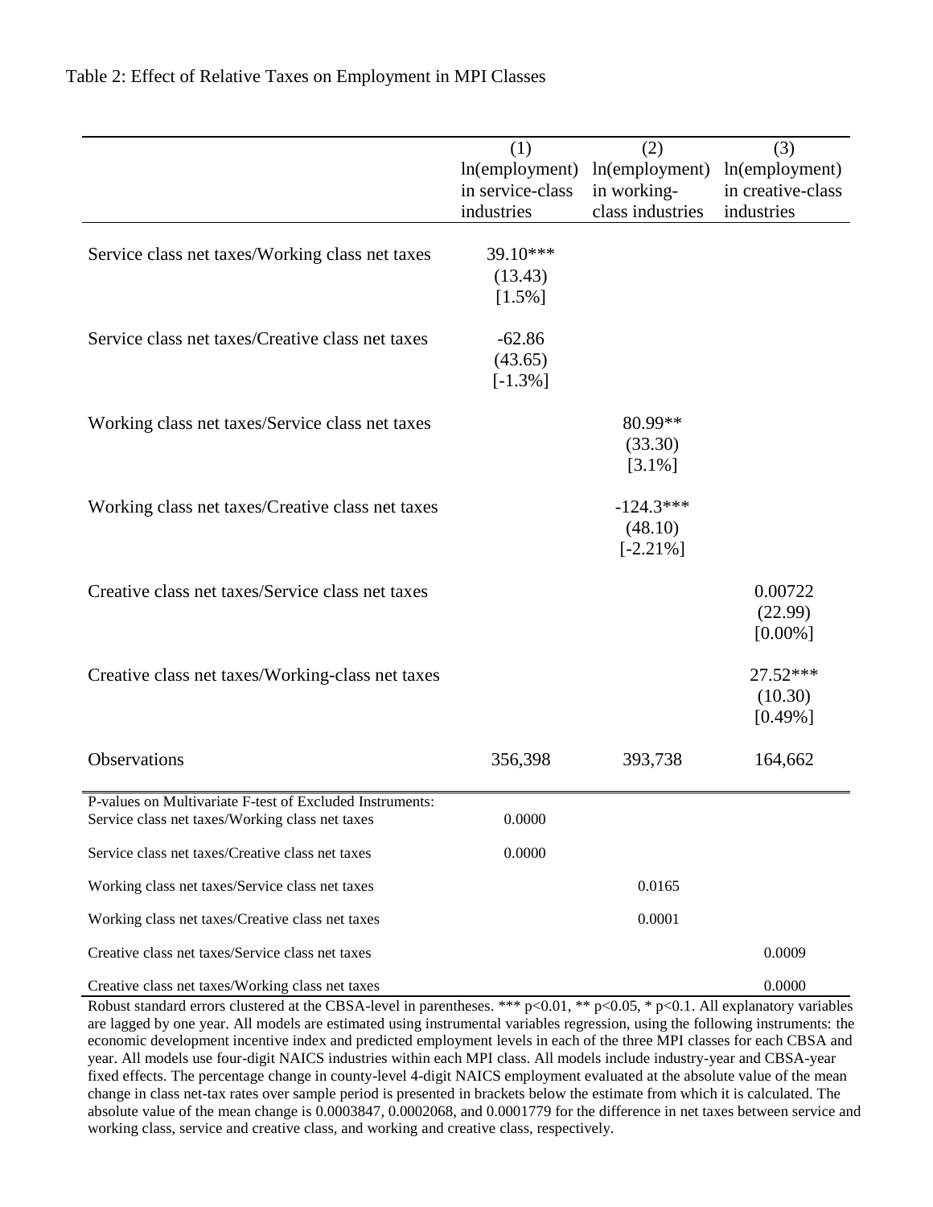Table 2: Effect of Relative Taxes on Employment in MPI Classes

| | (1) ln(employment) in service-class industries | (2) ln(employment) in working-class industries | (3) ln(employment) in creative-class industries |
|---|---|---|---|
| Service class net taxes/Working class net taxes | 39.10*** | | |
| | (13.43) | | |
| | [1.5%] | | |
| Service class net taxes/Creative class net taxes | -62.86 | | |
| | (43.65) | | |
| | [-1.3%] | | |
| Working class net taxes/Service class net taxes | | 80.99** | |
| | | (33.30) | |
| | | [3.1%] | |
| Working class net taxes/Creative class net taxes | | -124.3*** | |
| | | (48.10) | |
| | | [-2.21%] | |
| Creative class net taxes/Service class net taxes | | | 0.00722 |
| | | | (22.99) |
| | | | [0.00%] |
| Creative class net taxes/Working-class net taxes | | | 27.52*** |
| | | | (10.30) |
| | | | [0.49%] |
| Observations | 356,398 | 393,738 | 164,662 |
| P-values on Multivariate F-test of Excluded Instruments: | | | |
| Service class net taxes/Working class net taxes | 0.0000 | | |
| Service class net taxes/Creative class net taxes | 0.0000 | | |
| Working class net taxes/Service class net taxes | | 0.0165 | |
| Working class net taxes/Creative class net taxes | | 0.0001 | |
| Creative class net taxes/Service class net taxes | | | 0.0009 |
| Creative class net taxes/Working class net taxes | | | 0.0000 |

Robust standard errors clustered at the CBSA-level in parentheses. *** $p<0.01$, ** $p<0.05$, * $p<0.1$. All explanatory variables are lagged by one year. All models are estimated using instrumental variables regression, using the following instruments: the economic development incentive index and predicted employment levels in each of the three MPI classes for each CBSA and year. All models use four-digit NAICS industries within each MPI class. All models include industry-year and CBSA-year fixed effects. The percentage change in county-level 4-digit NAICS employment evaluated at the absolute value of the mean change in class net-tax rates over sample period is presented in brackets below the estimate from which it is calculated. The absolute value of the mean change is 0.0003847, 0.0002068, and 0.0001779 for the difference in net taxes between service and working class, service and creative class, and working and creative class, respectively.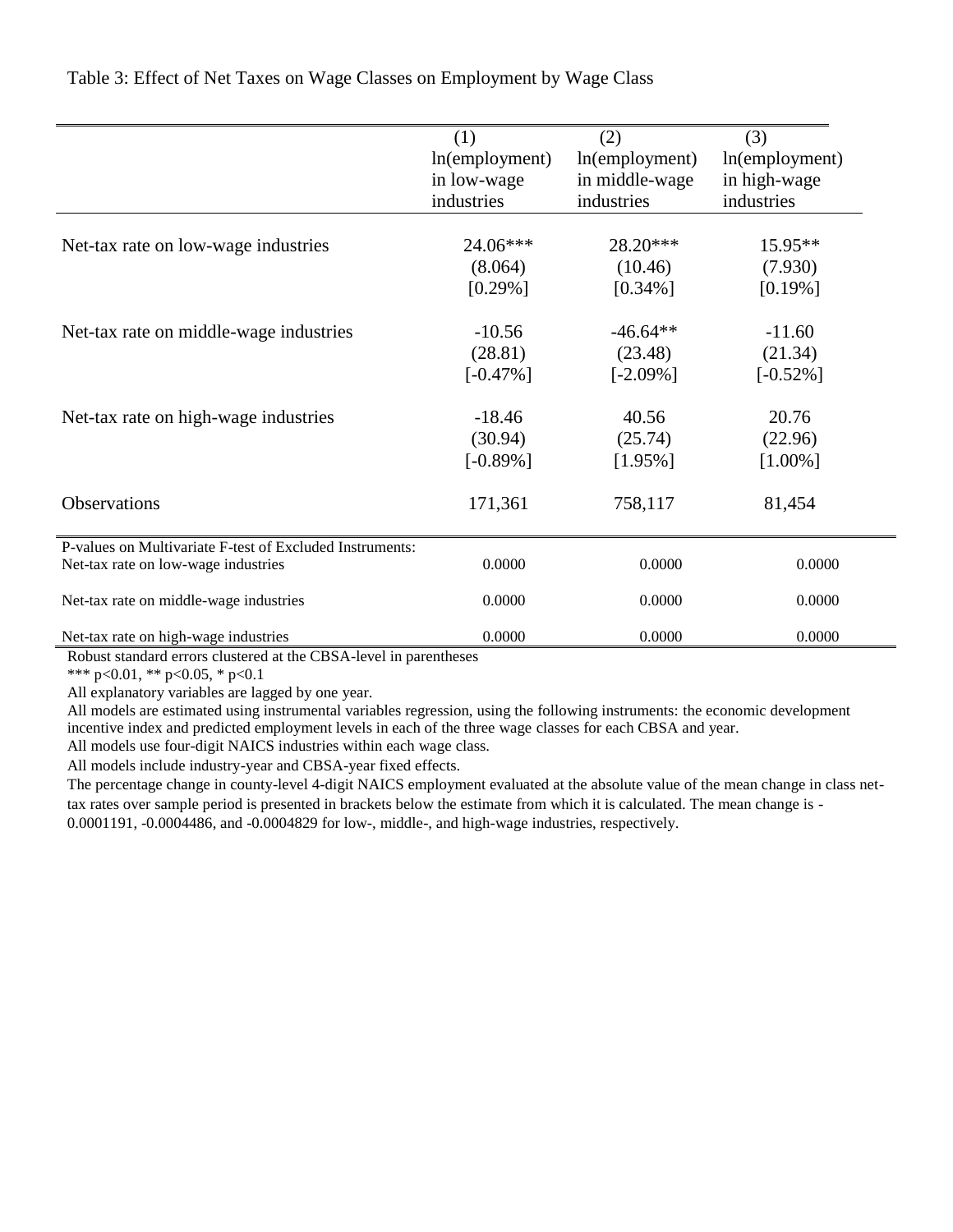Table 3: Effect of Net Taxes on Wage Classes on Employment by Wage Class

| | (1) ln(employment) in low-wage industries | (2) ln(employment) in middle-wage industries | (3) ln(employment) in high-wage industries |
|---|---|---|---|
| Net-tax rate on low-wage industries | 24.06*** | 28.20*** | 15.95** |
| | (8.064) | (10.46) | (7.930) |
| | [0.29%] | [0.34%] | [0.19%] |
| Net-tax rate on middle-wage industries | -10.56 | -46.64** | -11.60 |
| | (28.81) | (23.48) | (21.34) |
| | [-0.47%] | [-2.09%] | [-0.52%] |
| Net-tax rate on high-wage industries | -18.46 | 40.56 | 20.76 |
| | (30.94) | (25.74) | (22.96) |
| | [-0.89%] | [1.95%] | [1.00%] |
| Observations | 171,361 | 758,117 | 81,454 |
| P-values on Multivariate F-test of Excluded Instruments: | | | |
| Net-tax rate on low-wage industries | 0.0000 | 0.0000 | 0.0000 |
| Net-tax rate on middle-wage industries | 0.0000 | 0.0000 | 0.0000 |
| Net-tax rate on high-wage industries | 0.0000 | 0.0000 | 0.0000 |

Robust standard errors clustered at the CBSA-level in parentheses

*** p<0.01, ** p<0.05, * p<0.1

All explanatory variables are lagged by one year.

All models are estimated using instrumental variables regression, using the following instruments: the economic development incentive index and predicted employment levels in each of the three wage classes for each CBSA and year.

All models use four-digit NAICS industries within each wage class.

All models include industry-year and CBSA-year fixed effects.

The percentage change in county-level 4-digit NAICS employment evaluated at the absolute value of the mean change in class net-tax rates over sample period is presented in brackets below the estimate from which it is calculated. The mean change is -0.0001191, -0.0004486, and -0.0004829 for low-, middle-, and high-wage industries, respectively.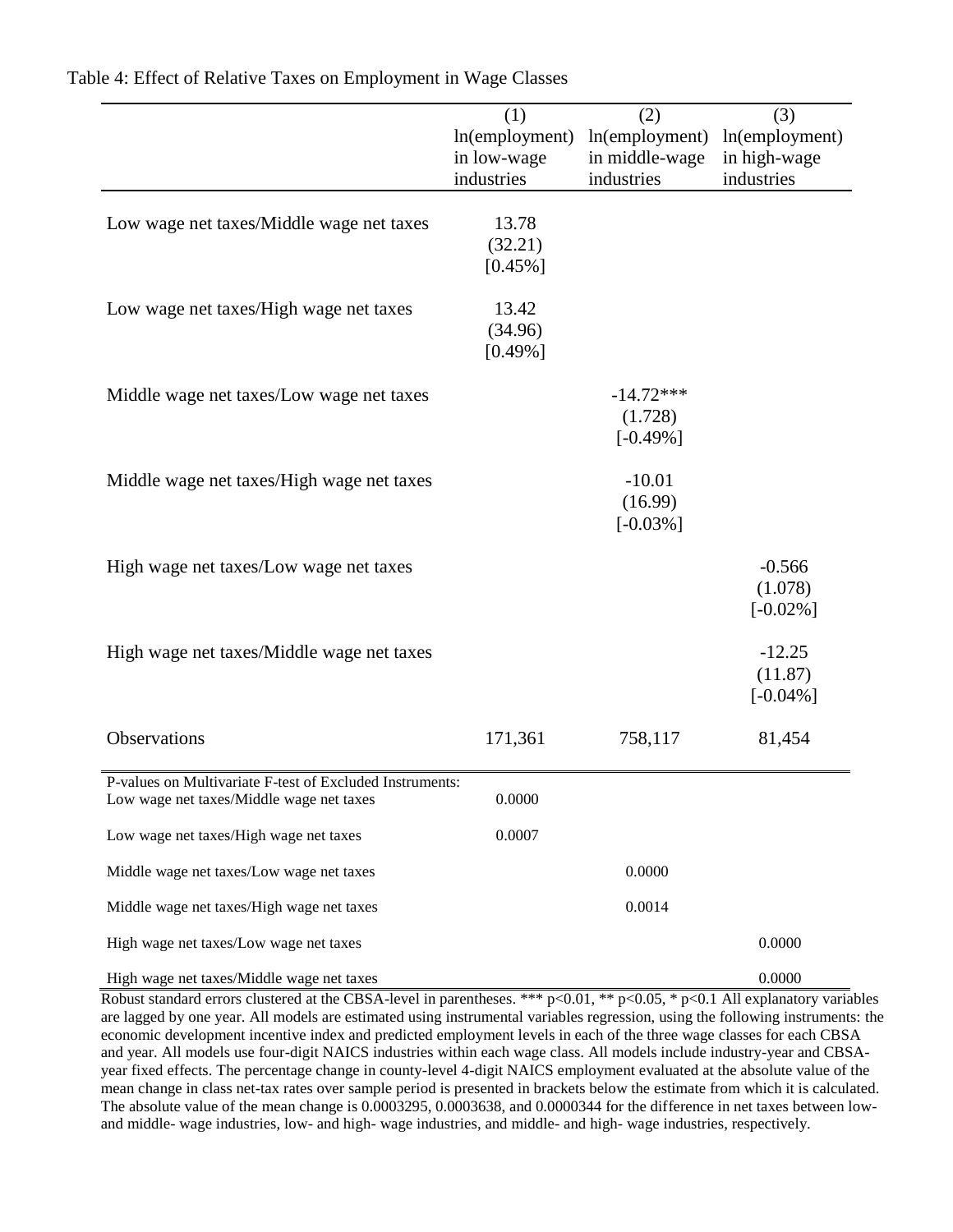Table 4: Effect of Relative Taxes on Employment in Wage Classes

| | (1) ln(employment) in low-wage industries | (2) ln(employment) in middle-wage industries | (3) ln(employment) in high-wage industries |
|---|---|---|---|
| Low wage net taxes/Middle wage net taxes | 13.78 | | |
| | (32.21) | | |
| | [0.45%] | | |
| Low wage net taxes/High wage net taxes | 13.42 | | |
| | (34.96) | | |
| | [0.49%] | | |
| Middle wage net taxes/Low wage net taxes | | -14.72*** | |
| | | (1.728) | |
| | | [-0.49%] | |
| Middle wage net taxes/High wage net taxes | | -10.01 | |
| | | (16.99) | |
| | | [-0.03%] | |
| High wage net taxes/Low wage net taxes | | | -0.566 |
| | | | (1.078) |
| | | | [-0.02%] |
| High wage net taxes/Middle wage net taxes | | | -12.25 |
| | | | (11.87) |
| | | | [-0.04%] |
| Observations | 171,361 | 758,117 | 81,454 |
| P-values on Multivariate F-test of Excluded Instruments: | | | |
| Low wage net taxes/Middle wage net taxes | 0.0000 | | |
| Low wage net taxes/High wage net taxes | 0.0007 | | |
| Middle wage net taxes/Low wage net taxes | | 0.0000 | |
| Middle wage net taxes/High wage net taxes | | 0.0014 | |
| High wage net taxes/Low wage net taxes | | | 0.0000 |
| High wage net taxes/Middle wage net taxes | | | 0.0000 |

Robust standard errors clustered at the CBSA-level in parentheses. *** p<0.01, ** p<0.05, * p<0.1 All explanatory variables are lagged by one year. All models are estimated using instrumental variables regression, using the following instruments: the economic development incentive index and predicted employment levels in each of the three wage classes for each CBSA and year. All models use four-digit NAICS industries within each wage class. All models include industry-year and CBSA-year fixed effects. The percentage change in county-level 4-digit NAICS employment evaluated at the absolute value of the mean change in class net-tax rates over sample period is presented in brackets below the estimate from which it is calculated. The absolute value of the mean change is 0.0003295, 0.0003638, and 0.0000344 for the difference in net taxes between low- and middle- wage industries, low- and high- wage industries, and middle- and high- wage industries, respectively.